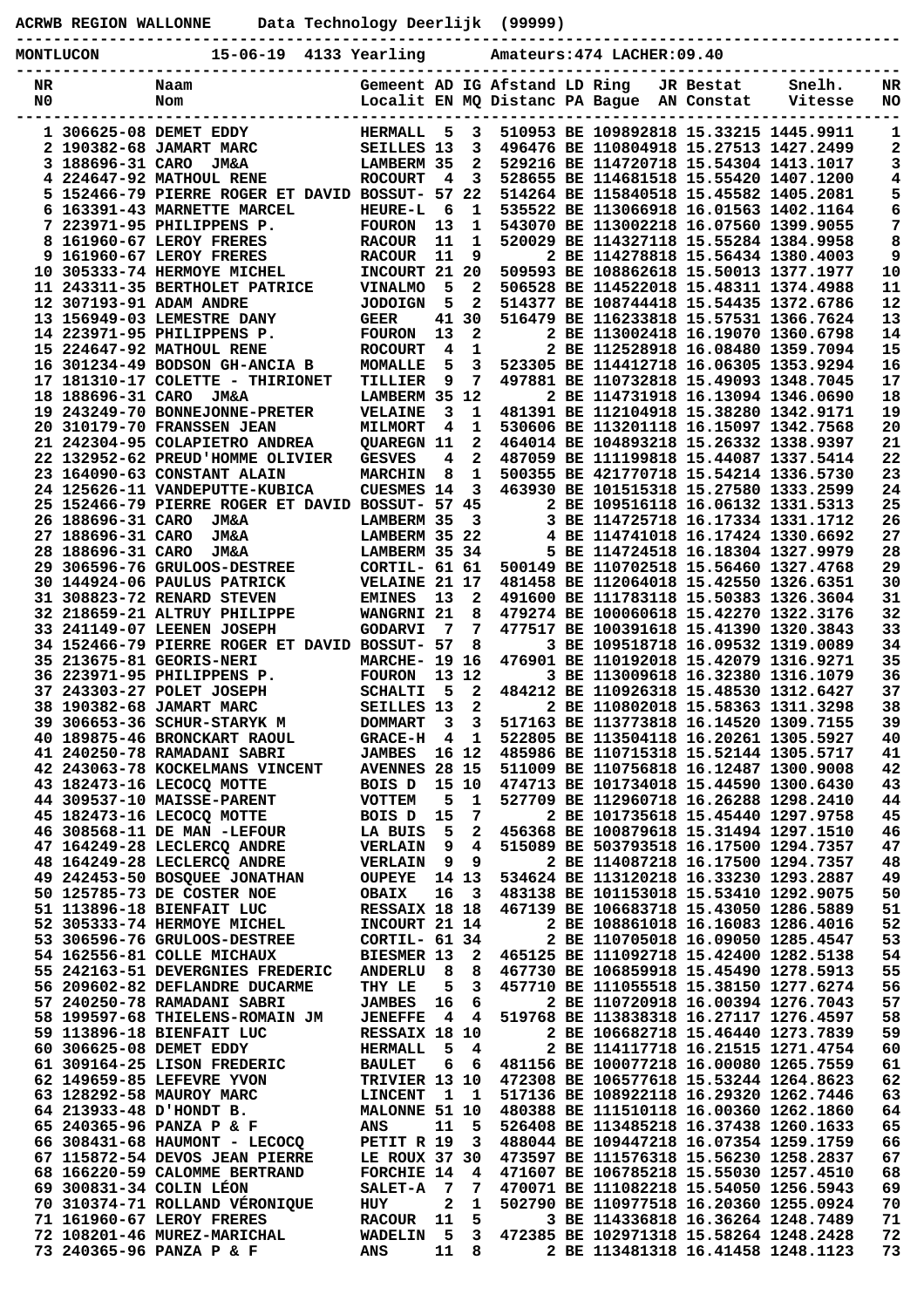ACRWB REGION WALLONNE    Data Technology Deerlijk (99999)

MONTLUCON    15-06-19  4133 Yearling    Amateurs:474 LACHER:09.40

| NR NO | | Naam Nom | Gemeent Localit | AD EN | IG MQ | Afstand Distanc | LD PA | Ring Bague | JR AN | Bestat Constat | Snelh. Vitesse | NR NO |
|---|---|---|---|---|---|---|---|---|---|---|---|---|
| 1 | 306625-08 | DEMET EDDY | HERMALL | 5 | 3 | 510953 | BE | 1098928 | 18 | 15.33215 | 1445.9911 | 1 |
| 2 | 190382-68 | JAMART MARC | SEILLES | 13 | 3 | 496476 | BE | 1108049 | 18 | 15.27513 | 1427.2499 | 2 |
| 3 | 188696-31 | CARO JM&A | LAMBERM | 35 | 2 | 529216 | BE | 1147207 | 18 | 15.54304 | 1413.1017 | 3 |
| 4 | 224647-92 | MATHOUL RENE | ROCOURT | 4 | 3 | 528655 | BE | 1146815 | 18 | 15.55420 | 1407.1200 | 4 |
| 5 | 152466-79 | PIERRE ROGER ET DAVID | BOSSUT- | 57 | 22 | 514264 | BE | 1158405 | 18 | 15.45582 | 1405.2081 | 5 |
| 6 | 163391-43 | MARNETTE MARCEL | HEURE-L | 6 | 1 | 535522 | BE | 1130669 | 18 | 16.01563 | 1402.1164 | 6 |
| 7 | 223971-95 | PHILIPPENS P. | FOURON | 13 | 1 | 543070 | BE | 1130022 | 18 | 16.07560 | 1399.9055 | 7 |
| 8 | 161960-67 | LEROY FRERES | RACOUR | 11 | 1 | 520029 | BE | 1143271 | 18 | 15.55284 | 1384.9958 | 8 |
| 9 | 161960-67 | LEROY FRERES | RACOUR | 11 | 9 | | 2 BE | 1142788 | 18 | 15.56434 | 1380.4003 | 9 |
| 10 | 305333-74 | HERMOYE MICHEL | INCOURT | 21 | 20 | 509593 | BE | 1088626 | 18 | 15.50013 | 1377.1977 | 10 |
| 11 | 243311-35 | BERTHOLET PATRICE | VINALMO | 5 | 2 | 506528 | BE | 1145220 | 18 | 15.48311 | 1374.4988 | 11 |
| 12 | 307193-91 | ADAM ANDRE | JODOIGN | 5 | 2 | 514377 | BE | 1087444 | 18 | 15.54435 | 1372.6786 | 12 |
| 13 | 156949-03 | LEMESTRE DANY | GEER | 41 | 30 | 516479 | BE | 1162338 | 18 | 15.57531 | 1366.7624 | 13 |
| 14 | 223971-95 | PHILIPPENS P. | FOURON | 13 | 2 | | 2 BE | 1130024 | 18 | 16.19070 | 1360.6798 | 14 |
| 15 | 224647-92 | MATHOUL RENE | ROCOURT | 4 | 1 | | 2 BE | 1125289 | 18 | 16.08480 | 1359.7094 | 15 |
| 16 | 301234-49 | BODSON GH-ANCIA B | MOMALLE | 5 | 3 | 523305 | BE | 1144127 | 18 | 16.06355 | 1353.9294 | 16 |
| 17 | 181310-17 | COLETTE - THIRIONET | TILLIER | 9 | 7 | 497881 | BE | 1107328 | 18 | 15.49093 | 1348.7045 | 17 |
| 18 | 188696-31 | CARO JM&A | LAMBERM | 35 | 12 | | 2 BE | 1147319 | 18 | 16.13094 | 1346.0690 | 18 |
| 19 | 243249-70 | BONNEJONNE-PRETER | VELAINE | 3 | 1 | 481391 | BE | 1121049 | 18 | 15.38280 | 1342.9171 | 19 |
| 20 | 310179-70 | FRANSSEN JEAN | MILMORT | 4 | 1 | 530606 | BE | 1132011 | 18 | 16.15097 | 1342.7568 | 20 |
| 21 | 242304-95 | COLAPIETRO ANDREA | QUAREGN | 11 | 2 | 464014 | BE | 1048932 | 18 | 15.26332 | 1338.9397 | 21 |
| 22 | 132952-62 | PREUD'HOMME OLIVIER | GESVES | 4 | 2 | 487059 | BE | 1111998 | 18 | 15.44087 | 1337.5414 | 22 |
| 23 | 164090-63 | CONSTANT ALAIN | MARCHIN | 8 | 1 | 500355 | BE | 4217707 | 18 | 15.54214 | 1336.5730 | 23 |
| 24 | 125626-11 | VANDEPUTTE-KUBICA | CUESMES | 14 | 3 | 463930 | BE | 1015153 | 18 | 15.27580 | 1333.2599 | 24 |
| 25 | 152466-79 | PIERRE ROGER ET DAVID | BOSSUT- | 57 | 45 | | 2 BE | 1095161 | 18 | 16.06132 | 1331.5313 | 25 |
| 26 | 188696-31 | CARO JM&A | LAMBERM | 35 | 3 | | 3 BE | 1147257 | 18 | 16.17334 | 1331.1712 | 26 |
| 27 | 188696-31 | CARO JM&A | LAMBERM | 35 | 22 | | 4 BE | 1147418 | 18 | 16.17424 | 1330.6692 | 27 |
| 28 | 188696-31 | CARO JM&A | LAMBERM | 35 | 34 | | 5 BE | 1147245 | 18 | 16.18304 | 1327.9979 | 28 |
| 29 | 306596-76 | GRULOOS-DESTREE | CORTIL- | 61 | 61 | 500149 | BE | 1107025 | 18 | 15.56460 | 1327.4768 | 29 |
| 30 | 144924-06 | PAULUS PATRICK | VELAINE | 21 | 17 | 481458 | BE | 1120640 | 18 | 15.42550 | 1326.6351 | 30 |
| 31 | 308823-72 | RENARD STEVEN | EMINES | 13 | 2 | 491600 | BE | 1117831 | 18 | 15.50383 | 1326.3604 | 31 |
| 32 | 218659-21 | ALTRUY PHILIPPE | WANGRNI | 21 | 8 | 479274 | BE | 1000606 | 18 | 15.42270 | 1322.3176 | 32 |
| 33 | 241149-07 | LEENEN JOSEPH | GODARVI | 7 | 7 | 477517 | BE | 1003916 | 18 | 15.41390 | 1320.3843 | 33 |
| 34 | 152466-79 | PIERRE ROGER ET DAVID | BOSSUT- | 57 | 8 | | 3 BE | 1095187 | 18 | 16.09532 | 1319.0089 | 34 |
| 35 | 213675-81 | GEORIS-NERI | MARCHE- | 19 | 16 | 476901 | BE | 1101920 | 18 | 15.42079 | 1316.9271 | 35 |
| 36 | 223971-95 | PHILIPPENS P. | FOURON | 13 | 12 | | 3 BE | 1130096 | 18 | 16.32380 | 1316.1079 | 36 |
| 37 | 243303-27 | POLET JOSEPH | SCHALTI | 5 | 2 | 484212 | BE | 1109263 | 18 | 15.48530 | 1312.6427 | 37 |
| 38 | 190382-68 | JAMART MARC | SEILLES | 13 | 2 | | 2 BE | 1108021 | 18 | 15.58363 | 1311.3298 | 38 |
| 39 | 306653-36 | SCHUR-STARYK M | DOMMART | 3 | 3 | 517163 | BE | 1137736 | 18 | 16.14520 | 1309.7155 | 39 |
| 40 | 189875-46 | BRONCKART RAOUL | GRACE-H | 4 | 1 | 522805 | BE | 1135041 | 18 | 16.20261 | 1305.5927 | 40 |
| 41 | 240250-78 | RAMADANI SABRI | JAMBES | 16 | 12 | 485986 | BE | 1107153 | 18 | 15.52144 | 1305.5717 | 41 |
| 42 | 243063-78 | KOCKELMANS VINCENT | AVENNES | 28 | 15 | 511009 | BE | 1107568 | 18 | 16.12487 | 1300.9008 | 42 |
| 43 | 182473-16 | LECOCQ MOTTE | BOIS D | 15 | 10 | 474713 | BE | 1017340 | 18 | 15.44590 | 1300.6430 | 43 |
| 44 | 309537-10 | MAISSE-PARENT | VOTTEM | 5 | 1 | 527709 | BE | 1129607 | 18 | 16.26288 | 1298.2410 | 44 |
| 45 | 182473-16 | LECOCQ MOTTE | BOIS D | 15 | 7 | | 2 BE | 1017356 | 18 | 15.45440 | 1297.9758 | 45 |
| 46 | 308568-11 | DE MAN -LEFOUR | LA BUIS | 5 | 2 | 456368 | BE | 1008796 | 18 | 15.31494 | 1297.1510 | 46 |
| 47 | 164249-28 | LECLERCQ ANDRE | VERLAIN | 9 | 4 | 515089 | BE | 5037935 | 18 | 16.17500 | 1294.7357 | 47 |
| 48 | 164249-28 | LECLERCQ ANDRE | VERLAIN | 9 | 9 | | 2 BE | 1140872 | 18 | 16.17500 | 1294.7357 | 48 |
| 49 | 242453-50 | BOSQUEE JONATHAN | OUPEYE | 14 | 13 | 534624 | BE | 1131202 | 18 | 16.33230 | 1293.2887 | 49 |
| 50 | 125785-73 | DE COSTER NOE | OBAIX | 16 | 3 | 483138 | BE | 1011530 | 18 | 15.53410 | 1292.9075 | 50 |
| 51 | 113896-18 | BIENFAIT LUC | RESSAIX | 18 | 18 | 467139 | BE | 1066837 | 18 | 15.43050 | 1286.5889 | 51 |
| 52 | 305333-74 | HERMOYE MICHEL | INCOURT | 21 | 14 | | 2 BE | 1088610 | 18 | 16.16083 | 1286.4016 | 52 |
| 53 | 306596-76 | GRULOOS-DESTREE | CORTIL- | 61 | 34 | | 2 BE | 1107050 | 18 | 16.09050 | 1285.4547 | 53 |
| 54 | 162556-81 | COLLE MICHAUX | BIESMER | 13 | 2 | 465125 | BE | 1110927 | 18 | 15.42400 | 1282.5138 | 54 |
| 55 | 242163-51 | DEVERGNIES FREDERIC | ANDERLU | 8 | 8 | 467730 | BE | 1068599 | 18 | 15.45490 | 1278.5913 | 55 |
| 56 | 209602-82 | DEFLANDRE DUCARME | THY LE | 5 | 3 | 457710 | BE | 1110555 | 18 | 15.38150 | 1277.6274 | 56 |
| 57 | 240250-78 | RAMADANI SABRI | JAMBES | 16 | 6 | | 2 BE | 1107209 | 18 | 16.00394 | 1276.7043 | 57 |
| 58 | 199597-68 | THIELENS-ROMAIN JM | JENEFFE | 4 | 4 | 519768 | BE | 1138383 | 18 | 16.27117 | 1276.4597 | 58 |
| 59 | 113896-18 | BIENFAIT LUC | RESSAIX | 18 | 10 | | 2 BE | 1066827 | 18 | 15.46440 | 1273.7839 | 59 |
| 60 | 306625-08 | DEMET EDDY | HERMALL | 5 | 4 | | 2 BE | 1141177 | 18 | 16.21515 | 1271.4754 | 60 |
| 61 | 309164-25 | LISON FREDERIC | BAULET | 6 | 6 | 481156 | BE | 1000772 | 18 | 16.00080 | 1265.7559 | 61 |
| 62 | 149659-85 | LEFEVRE YVON | TRIVIER | 13 | 10 | 472308 | BE | 1065776 | 18 | 15.53244 | 1264.8623 | 62 |
| 63 | 128292-58 | MAUROY MARC | LINCENT | 1 | 1 | 517136 | BE | 1089221 | 18 | 16.29320 | 1262.7446 | 63 |
| 64 | 213933-48 | D'HONDT B. | MALONNE | 51 | 10 | 480388 | BE | 1115101 | 18 | 16.00360 | 1262.1860 | 64 |
| 65 | 240365-96 | PANZA P & F | ANS | 11 | 5 | 526408 | BE | 1134852 | 18 | 16.37438 | 1260.1633 | 65 |
| 66 | 308431-68 | HAUMONT - LECOCQ | PETIT R | 19 | 3 | 488044 | BE | 1094479 | 18 | 16.07354 | 1259.1759 | 66 |
| 67 | 115872-54 | DEVOS JEAN PIERRE | LE ROUX | 37 | 30 | 473597 | BE | 1115763 | 18 | 15.56230 | 1258.2837 | 67 |
| 68 | 166220-59 | CALOMME BERTRAND | FORCHIE | 14 | 4 | 471607 | BE | 1067852 | 18 | 15.55030 | 1257.4510 | 68 |
| 69 | 300831-34 | COLIN LÉON | SALET-A | 7 | 7 | 470071 | BE | 1110822 | 18 | 15.54050 | 1256.5943 | 69 |
| 70 | 310374-71 | ROLLAND VÉRONIQUE | HUY | 2 | 1 | 502790 | BE | 1109775 | 18 | 16.20360 | 1255.0924 | 70 |
| 71 | 161960-67 | LEROY FRERES | RACOUR | 11 | 5 | | 3 BE | 1143368 | 18 | 16.36264 | 1248.7489 | 71 |
| 72 | 108201-46 | MUREZ-MARICHAL | WADELIN | 5 | 3 | 472385 | BE | 1029713 | 18 | 15.58264 | 1248.2428 | 72 |
| 73 | 240365-96 | PANZA P & F | ANS | 11 | 8 | | 2 BE | 1134813 | 18 | 16.41458 | 1248.1123 | 73 |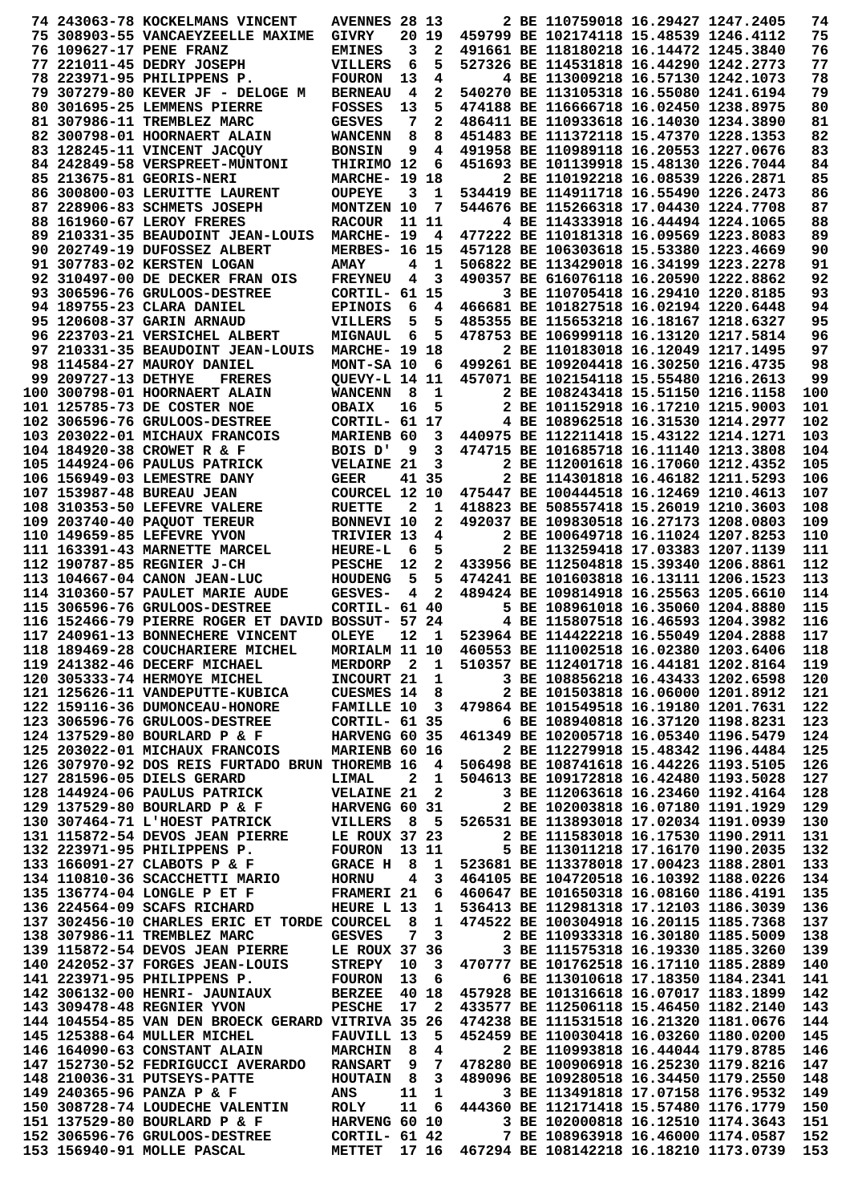```
 74 243063-78 KOCKELMANS VINCENT    AVENNES 28 13       2 BE 110759018 16.29427 1247.2405   74
 75 308903-55 VANCAEYZEELLE MAXIME  GIVRY    20 19  459799 BE 102174118 15.48539 1246.4112   75
 76 109627-17 PENE FRANZ            EMINES    3  2  491661 BE 118180218 16.14472 1245.3840   76
 77 221011-45 DEDRY JOSEPH          VILLERS  6  5  527326 BE 114531818 16.44290 1242.2773   77
 78 223971-95 PHILIPPENS P.         FOURON  13  4       4 BE 113009218 16.57130 1242.1073   78
 79 307279-80 KEVER JF - DELOGE M   BERNEAU  4  2  540270 BE 113105318 16.55080 1241.6194   79
 80 301695-25 LEMMENS PIERRE        FOSSES  13  5  474188 BE 116666718 16.02450 1238.8975   80
 81 307986-11 TREMBLEZ MARC         GESVES    7  2  486411 BE 110933618 16.14030 1234.3890   81
 82 300798-01 HOORNAERT ALAIN       WANCENN  8  8  451483 BE 111372118 15.47370 1228.1353   82
 83 128245-11 VINCENT JACQUY        BONSIN    9  4  491958 BE 110989118 16.20553 1227.0676   83
 84 242849-58 VERSPREET-MUNTONI     THIRIMO 12  6  451693 BE 101139918 15.48130 1226.7044   84
 85 213675-81 GEORIS-NERI           MARCHE- 19 18       2 BE 110192218 16.08539 1226.2871   85
 86 300800-03 LERUITTE LAURENT      OUPEYE    3  1  534419 BE 114911718 16.55490 1226.2473   86
 87 228906-83 SCHMETS JOSEPH        MONTZEN 10  7  544676 BE 115266318 17.04430 1224.7708   87
 88 161960-67 LEROY FRERES          RACOUR   11 11       4 BE 114333918 16.44494 1224.1065   88
 89 210331-35 BEAUDOINT JEAN-LOUIS  MARCHE- 19  4  477222 BE 110181318 16.09569 1223.8083   89
 90 202749-19 DUFOSSEZ ALBERT       MERBES- 16 15  457128 BE 106303618 15.53380 1223.4669   90
 91 307783-02 KERSTEN LOGAN         AMAY      4  1  506822 BE 113429018 16.34199 1223.2278   91
 92 310497-00 DE DECKER FRAN OIS    FREYNEU  4  3  490357 BE 616076118 16.20590 1222.8862   92
 93 306596-76 GRULOOS-DESTREE       CORTIL- 61 15       3 BE 110705418 16.29410 1220.8185   93
 94 189755-23 CLARA DANIEL          EPINOIS  6  4  466681 BE 101827518 16.02194 1220.6448   94
 95 120608-37 GARIN ARNAUD          VILLERS  5  5  485355 BE 115653218 16.18167 1218.6327   95
 96 223703-21 VERSICHEL ALBERT      MIGNAUL  6  5  478753 BE 106999118 16.13120 1217.5814   96
 97 210331-35 BEAUDOINT JEAN-LOUIS  MARCHE- 19 18       2 BE 110183018 16.12049 1217.1495   97
 98 114584-27 MAUROY DANIEL         MONT-SA 10  6  499261 BE 109204418 16.30250 1216.4735   98
 99 209727-13 DETHYE   FRERES       QUEVY-L 14 11  457071 BE 102154118 15.55480 1216.2613   99
100 300798-01 HOORNAERT ALAIN       WANCENN  8  1       2 BE 108243418 15.51150 1216.1158  100
101 125785-73 DE COSTER NOE         OBAIX    16  5       2 BE 101152918 16.17210 1215.9003  101
102 306596-76 GRULOOS-DESTREE       CORTIL- 61 17       4 BE 108962518 16.31530 1214.2977  102
103 203022-01 MICHAUX FRANCOIS      MARIENB 60  3  440975 BE 112211418 15.43122 1214.1271  103
104 184920-38 CROWET R & F          BOIS D'  9  3  474715 BE 101685718 16.11140 1213.3808  104
105 144924-06 PAULUS PATRICK        VELAINE 21  3       2 BE 112001618 16.17060 1212.4352  105
106 156949-03 LEMESTRE DANY         GEER     41 35       2 BE 114301818 16.46182 1211.5293  106
107 153987-48 BUREAU JEAN           COURCEL 12 10  475447 BE 100444518 16.12469 1210.4613  107
108 310353-50 LEFEVRE VALERE        RUETTE    2  1  418823 BE 508557418 15.26019 1210.3603  108
109 203740-40 PAQUOT TEREUR         BONNEVI 10  2  492037 BE 109830518 16.27173 1208.0803  109
110 149659-85 LEFEVRE YVON          TRIVIER 13  4       2 BE 100649718 16.11024 1207.8253  110
111 163391-43 MARNETTE MARCEL       HEURE-L  6  5       2 BE 113259418 17.03383 1207.1139  111
112 190787-85 REGNIER J-CH          PESCHE   12  2  433956 BE 112504818 15.39340 1206.8861  112
113 104667-04 CANON JEAN-LUC        HOUDENG  5  5  474241 BE 101603818 16.13111 1206.1523  113
114 310360-57 PAULET MARIE AUDE     GESVES-  4  2  489424 BE 109814918 16.25563 1205.6610  114
115 306596-76 GRULOOS-DESTREE       CORTIL- 61 40       5 BE 108961018 16.35060 1204.8880  115
116 152466-79 PIERRE ROGER ET DAVID BOSSUT- 57 24       4 BE 115807518 16.46593 1204.3982  116
117 240961-13 BONNECHERE VINCENT    OLEYE    12  1  523964 BE 114422218 16.55049 1204.2888  117
118 189469-28 COUCHARIERE MICHEL    MORIALM 11 10  460553 BE 111002518 16.02380 1203.6406  118
119 241382-46 DECERF MICHAEL        MERDORP  2  1  510357 BE 112401718 16.44181 1202.8164  119
120 305333-74 HERMOYE MICHEL        INCOURT 21  1       3 BE 108856218 16.43433 1202.6598  120
121 125626-11 VANDEPUTTE-KUBICA     CUESMES 14  8       2 BE 101503818 16.06000 1201.8912  121
122 159116-36 DUMONCEAU-HONORE      FAMILLE 10  3  479864 BE 101549518 16.19180 1201.7631  122
123 306596-76 GRULOOS-DESTREE       CORTIL- 61 35       6 BE 108940818 16.37120 1198.8231  123
124 137529-80 BOURLARD P & F        HARVENG 60 35  461349 BE 102005718 16.05340 1196.5479  124
125 203022-01 MICHAUX FRANCOIS      MARIENB 60 16       2 BE 112279918 15.48342 1196.4484  125
126 307970-92 DOS REIS FURTADO BRUN THOREMB 16  4  506498 BE 108741618 16.44226 1193.5105  126
127 281596-05 DIELS GERARD          LIMAL     2  1  504613 BE 109172818 16.42480 1193.5028  127
128 144924-06 PAULUS PATRICK        VELAINE 21  2       3 BE 112063618 16.23460 1192.4164  128
129 137529-80 BOURLARD P & F        HARVENG 60 31       2 BE 102003818 16.07180 1191.1929  129
130 307464-71 L'HOEST PATRICK       VILLERS  8  5  526531 BE 113893018 17.02034 1191.0939  130
131 115872-54 DEVOS JEAN PIERRE     LE ROUX 37 23       2 BE 111583018 16.17530 1190.2911  131
132 223971-95 PHILIPPENS P.         FOURON   13 11       5 BE 113011218 17.16170 1190.2035  132
133 166091-27 CLABOTS P & F         GRACE H  8  1  523681 BE 113378018 17.00423 1188.2801  133
134 110810-36 SCACCHETTI MARIO      HORNU     4  3  464105 BE 104720518 16.10392 1188.0226  134
135 136774-04 LONGLE P ET F         FRAMERI 21  6  460647 BE 101650318 16.08160 1186.4191  135
136 224564-09 SCAFS RICHARD         HEURE L 13  1  536413 BE 112981318 17.12103 1186.3039  136
137 302456-10 CHARLES ERIC ET TORDE COURCEL  8  1  474522 BE 100304918 16.20115 1185.7368  137
138 307986-11 TREMBLEZ MARC         GESVES    7  3       2 BE 110933318 16.30180 1185.5009  138
139 115872-54 DEVOS JEAN PIERRE     LE ROUX 37 36       3 BE 111575318 16.19330 1185.3260  139
140 242052-37 FORGES JEAN-LOUIS     STREPY   10  3  470777 BE 101762518 16.17110 1185.2889  140
141 223971-95 PHILIPPENS P.         FOURON   13  6       6 BE 113010618 17.18350 1184.2341  141
142 306132-00 HENRI- JAUNIAUX       BERZEE   40 18  457928 BE 101316618 16.07017 1183.1899  142
143 309478-48 REGNIER YVON          PESCHE   17  2  433577 BE 112506118 15.46450 1182.2140  143
144 104554-85 VAN DEN BROECK GERARD VITRIVA 35 26  474238 BE 111531518 16.21320 1181.0676  144
145 125388-64 MULLER MICHEL         FAUVILL 13  5  452459 BE 110030418 16.03260 1180.0200  145
146 164090-63 CONSTANT ALAIN        MARCHIN  8  4       2 BE 110993818 16.44034 1179.8785  146
147 152730-52 FEDRIGUCCI AVERARDO   RANSART  9  7  478280 BE 100906918 16.25230 1179.8216  147
148 210036-31 PUTSEYS-PATTE         HOUTAIN  8  3  489096 BE 109280518 16.34450 1179.2550  148
149 240365-96 PANZA P & F           ANS      11  1       3 BE 113491818 17.07158 1176.9532  149
150 308728-74 LOUDECHE VALENTIN     ROLY     11  6  444360 BE 112171418 15.57480 1176.1779  150
151 137529-80 BOURLARD P & F        HARVENG 60 10       3 BE 102000818 16.12510 1174.3643  151
152 306596-76 GRULOOS-DESTREE       CORTIL- 61 42       7 BE 108963918 16.46000 1174.0587  152
153 156940-91 MOLLE PASCAL          METTET   17 16  467294 BE 108142218 16.18210 1173.0739  153
```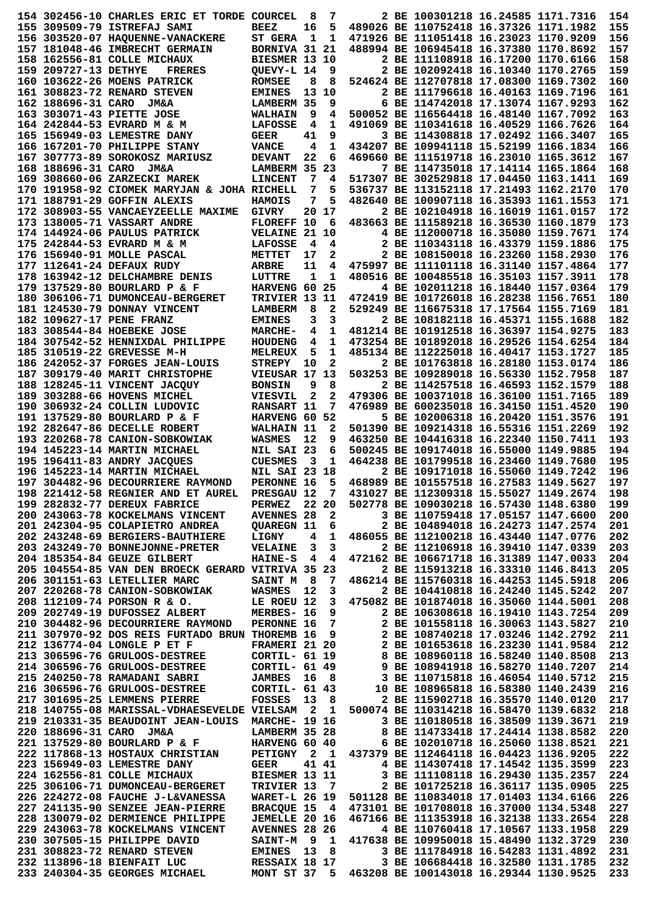```
154 302456-10 CHARLES ERIC ET TORDE COURCEL  8  7        2 BE 100301218 16.24585 1171.7316  154
155 309509-79 ISTREFAJ SAMI         BEEZ    16  5  489026 BE 110752418 16.37326 1171.1982  155
156 303520-07 HAQUENNE-VANACKERE    ST GERA  1  1  471926 BE 111051418 16.23023 1170.9209  156
157 181048-46 IMBRECHT GERMAIN      BORNIVA 31 21  488994 BE 106945418 16.37380 1170.8692  157
158 162556-81 COLLE MICHAUX         BIESMER 13 10        2 BE 111108918 16.17200 1170.6166  158
159 209727-13 DETHYE   FRERES       QUEVY-L 14  9        2 BE 102092418 16.10340 1170.2765  159
160 103622-26 MOENS PATRICK         ROMSEE   8  8  524624 BE 112707818 17.08300 1169.7302  160
161 308823-72 RENARD STEVEN         EMINES  13 10        2 BE 111796618 16.40163 1169.7196  161
162 188696-31 CARO  JM&A            LAMBERM 35  9        6 BE 114742018 17.13074 1167.9293  162
163 303071-43 PIETTE JOSE           WALHAIN  9  4  500052 BE 116564418 16.48140 1167.7092  163
164 242844-53 EVRARD M & M          LAFOSSE  4  1  491069 BE 110341618 16.40529 1166.7626  164
165 156949-03 LEMESTRE DANY         GEER    41  9        3 BE 114308818 17.02492 1166.3407  165
166 167201-70 PHILIPPE STANY        VANCE    4  1  434207 BE 109941118 15.52199 1166.1834  166
167 307773-89 SOROKOSZ MARIUSZ      DEVANT  22  6  469660 BE 111519718 16.23010 1165.3612  167
168 188696-31 CARO  JM&A            LAMBERM 35 23        7 BE 114735018 17.14114 1165.1864  168
169 308660-06 ZARZECKI MAREK        LINCENT  7  4  517307 BE 302529818 17.04450 1163.1411  169
170 191958-92 CIOMEK MARYJAN & JOHA RICHELL  7  5  536737 BE 113152118 17.21493 1162.2170  170
171 188791-29 GOFFIN ALEXIS         HAMOIS   7  5  482640 BE 100907118 16.35393 1161.1553  171
172 308903-55 VANCAEYZEELE MAXIME   GIVRY   20 17        2 BE 102104918 16.16019 1161.0157  172
173 138005-71 VASSART ANDRE         FLOREFF 10  6  483663 BE 111589218 16.36530 1160.1879  173
174 144924-06 PAULUS PATRICK        VELAINE 21 10        4 BE 112000718 16.35080 1159.7671  174
175 242844-53 EVRARD M & M          LAFOSSE  4  4        2 BE 110343118 16.43379 1159.1886  175
176 156940-91 MOLLE PASCAL          METTET  17  2        2 BE 108150018 16.23260 1158.2930  176
177 112641-24 DEFAUX RUDY           ARBRE   11  4  475997 BE 111101118 16.31140 1157.4864  177
178 163942-12 DELCHAMBRE DENIS      LUTTRE   1  1  480516 BE 100485518 16.35103 1157.3911  178
179 137529-80 BOURLARD P & F        HARVENG 60 25        4 BE 102011218 16.18440 1157.0364  179
180 306106-71 DUMONCEAU-BERGERET    TRIVIER 13 11  472419 BE 101726018 16.28238 1156.7651  180
181 124530-79 DONNAY VINCENT        LAMBERM  8  2  529249 BE 116675318 17.17564 1155.7169  181
182 109627-17 PENE FRANZ            EMINES   3  3        2 BE 108182118 16.45371 1155.1688  182
183 308544-84 HOEBEKE JOSE          MARCHE-  4  1  481214 BE 101912518 16.36397 1154.9275  183
184 307542-52 HENNIXDAL PHILIPPE    HOUDENG  4  1  473254 BE 101892018 16.29526 1154.6254  184
185 310519-22 GREVESSE M-H          MELREUX  5  1  485134 BE 112225018 16.40417 1153.1727  185
186 242052-37 FORGES JEAN-LOUIS     STREPY  10  2        2 BE 101763818 16.28180 1153.0174  186
187 309179-40 MARIT CHRISTOPHE      VIEUSAR 17 13  503253 BE 109289018 16.56330 1152.7958  187
188 128245-11 VINCENT JACQUY        BONSIN   9  8        2 BE 114257518 16.46593 1152.1579  188
189 303288-66 HOVENS MICHEL         VIESVIL  2  2  479306 BE 100371018 16.36100 1151.7165  189
190 306932-24 COLLIN LUDOVIC        RANSART 11  7  476989 BE 600235018 16.34150 1151.4520  190
191 137529-80 BOURLARD P & F        HARVENG 60 52        5 BE 102006318 16.20420 1151.3576  191
192 282647-86 DECELLE ROBERT        WALHAIN 11  2  501390 BE 109214318 16.55316 1151.2269  192
193 220268-78 CANION-SOBKOWIAK      WASMES  12  9  463250 BE 104416318 16.22340 1150.7411  193
194 145223-14 MARTIN MICHAEL        NIL SAI 23  6  500245 BE 109174018 16.55000 1149.9885  194
195 196411-83 ANDRY JACQUES         CUESMES  3  1  464238 BE 101799518 16.23460 1149.7680  195
196 145223-14 MARTIN MICHAEL        NIL SAI 23 18        2 BE 109171018 16.55060 1149.7242  196
197 304482-96 DECOURRIERE RAYMOND   PERONNE 16  5  468989 BE 101557518 16.27583 1149.5627  197
198 221412-58 REGNIER AND ET AUREL  PRESGAU 12  7  431027 BE 112309318 15.55027 1149.2674  198
199 282832-77 DEREUX FABRICE        PERWEZ  22 20  502778 BE 109030218 16.57430 1148.6380  199
200 243063-78 KOCKELMANS VINCENT    AVENNES 28  2        3 BE 110759418 17.05157 1147.6600  200
201 242304-95 COLAPIETRO ANDREA     QUAREGN 11  6        2 BE 104894018 16.24233 1147.2574  201
202 243248-69 BERGIERS-BAUTHIERE    LIGNY    4  1  486055 BE 112100218 16.43440 1147.0776  202
203 243249-70 BONNEJONNE-PRETER     VELAINE  3  3        2 BE 112106918 16.39410 1147.0339  203
204 185354-84 GEUZE GILBERT         HAINE-S  4  4  472162 BE 106671718 16.31389 1147.0033  204
205 104554-85 VAN DEN BROECK GERARD VITRIVA 35 23        2 BE 115913218 16.33310 1146.8413  205
206 301151-63 LETELLIER MARC        SAINT M  8  7  486214 BE 115760318 16.44253 1145.5918  206
207 220268-78 CANION-SOBKOWIAK      WASMES  12  3        2 BE 104410818 16.24240 1145.5242  207
208 112109-74 PORSON R & O.         LE ROEU 12  3  475082 BE 101874018 16.35060 1144.5001  208
209 202749-19 DUFOSSEZ ALBERT       MERBES- 16  9        2 BE 106308618 16.19410 1143.7254  209
210 304482-96 DECOURRIERE RAYMOND   PERONNE 16  7        2 BE 101558118 16.30063 1143.5827  210
211 307970-92 DOS REIS FURTADO BRUN THOREMB 16  9        2 BE 108740218 17.03246 1142.2792  211
212 136774-04 LONGLE P ET F         FRAMERI 21 20        2 BE 101653618 16.23230 1141.9584  212
213 306596-76 GRULOOS-DESTREE       CORTIL- 61 19        8 BE 108960118 16.58240 1140.8508  213
214 306596-76 GRULOOS-DESTREE       CORTIL- 61 49        9 BE 108941918 16.58270 1140.7207  214
215 240250-78 RAMADANI SABRI        JAMBES  16  8        3 BE 110715818 16.46054 1140.5712  215
216 306596-76 GRULOOS-DESTREE       CORTIL- 61 43       10 BE 108965818 16.58380 1140.2439  216
217 301695-25 LEMMENS PIERRE        FOSSES  13  8        2 BE 115902718 16.35570 1140.0120  217
218 140755-08 MARISSAL-VDHAESEVELDE VIELSAM  2  1  500074 BE 110314218 16.58470 1139.6832  218
219 210331-35 BEAUDOINT JEAN-LOUIS  MARCHE- 19 16        3 BE 110180518 16.38509 1139.3671  219
220 188696-31 CARO  JM&A            LAMBERM 35 28        8 BE 114733418 17.24414 1138.8582  220
221 137529-80 BOURLARD P & F        HARVENG 60 40        6 BE 102010718 16.25060 1138.8521  221
222 117868-13 HOSTAUX CHRISTIAN     PETIGNY  2  1  437379 BE 112464118 16.04423 1136.9205  222
223 156949-03 LEMESTRE DANY         GEER    41 41        4 BE 114307418 17.14542 1135.3599  223
224 162556-81 COLLE MICHAUX         BIESMER 13 11        3 BE 111108118 16.29430 1135.2357  224
225 306106-71 DUMONCEAU-BERGERET    TRIVIER 13  7        2 BE 101725218 16.36117 1135.0905  225
226 224272-08 FAUCHE J-L&VANESSA    WARET-L 26 19  501128 BE 110834018 17.01403 1134.6166  226
227 241135-90 SENZEE JEAN-PIERRE    BRACQUE 15  4  473101 BE 101708018 16.37000 1134.5348  227
228 130079-02 DERMIENCE PHILIPPE    JEMELLE 20 16  467166 BE 111353918 16.32138 1133.2654  228
229 243063-78 KOCKELMANS VINCENT    AVENNES 28 26        4 BE 110760418 17.10567 1133.1958  229
230 307505-15 PHILIPPE DAVID        SAINT-M  9  1  417638 BE 109950018 15.48490 1132.3729  230
231 308823-72 RENARD STEVEN         EMINES  13  8        3 BE 111784918 16.54283 1131.4892  231
232 113896-18 BIENFAIT LUC          RESSAIX 18 17        3 BE 106684418 16.32580 1131.1785  232
233 240304-35 GEORGES MICHAEL       MONT ST 37  5  463208 BE 100143018 16.29344 1130.9525  233
```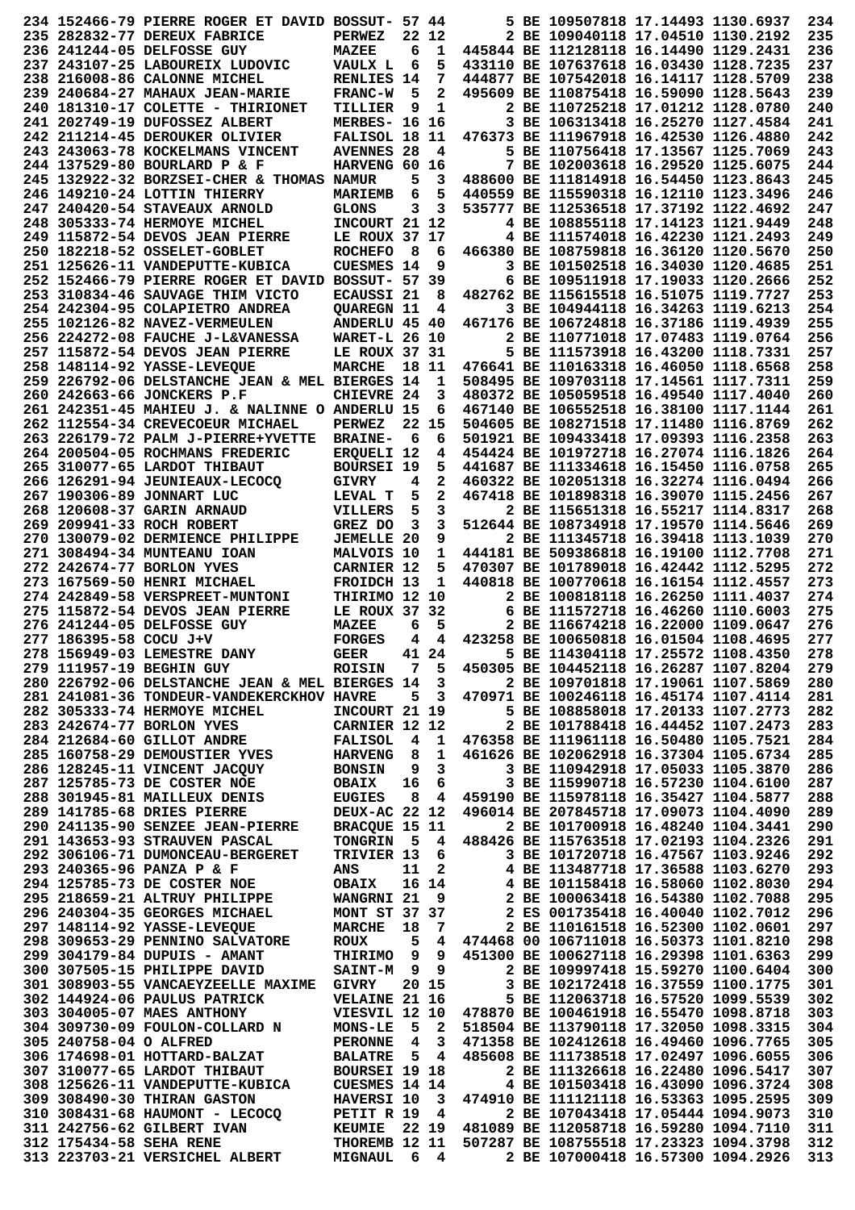```
234 152466-79 PIERRE ROGER ET DAVID BOSSUT- 57 44       5 BE 109507818 17.14493 1130.6937  234
235 282832-77 DEREUX FABRICE        PERWEZ  22 12       2 BE 109040118 17.04510 1130.2192  235
236 241244-05 DELFOSSE GUY          MAZEE    6  1  445844 BE 112128118 16.14490 1129.2431  236
237 243107-25 LABOUREIX LUDOVIC     VAULX L  6  5  433110 BE 107637618 16.03430 1128.7235  237
238 216008-86 CALONNE MICHEL        RENLIES 14  7  444877 BE 107542018 16.14117 1128.5709  238
239 240684-27 MAHAUX JEAN-MARIE     FRANC-W  5  2  495609 BE 110875418 16.59090 1128.5643  239
240 181310-17 COLETTE - THIRIONET   TILLIER  9  1       2 BE 110725218 17.01212 1128.0780  240
241 202749-19 DUFOSSEZ ALBERT       MERBES- 16 16       3 BE 106313418 16.25270 1127.4584  241
242 211214-45 DEROUKER OLIVIER      FALISOL 18 11  476373 BE 111967918 16.42530 1126.4880  242
243 243063-78 KOCKELMANS VINCENT    AVENNES 28  4       5 BE 110756418 17.13567 1125.7069  243
244 137529-80 BOURLARD P & F        HARVENG 60 16       7 BE 102003618 16.29520 1125.6075  244
245 132922-32 BORZSEI-CHER & THOMAS NAMUR    5  3  488600 BE 111814918 16.54450 1123.8643  245
246 149210-24 LOTTIN THIERRY        MARIEMB  6  5  440559 BE 115590318 16.12110 1123.3496  246
247 240420-54 STAVEAUX ARNOLD       GLONS    3  3  535777 BE 112536518 17.37192 1122.4692  247
248 305333-74 HERMOYE MICHEL        INCOURT 21 12       4 BE 108855118 17.14123 1121.9449  248
249 115872-54 DEVOS JEAN PIERRE     LE ROUX 37 17       4 BE 111574018 16.42230 1121.2493  249
250 182218-52 OSSELET-GOBLET        ROCHEFO  8  6  466380 BE 108759818 16.36120 1120.5670  250
251 125626-11 VANDEPUTTE-KUBICA     CUESMES 14  9       3 BE 101502518 16.34030 1120.4685  251
252 152466-79 PIERRE ROGER ET DAVID BOSSUT- 57 39       6 BE 109511918 17.19033 1120.2666  252
253 310834-46 SAUVAGE THIM VICTO    ECAUSSI 21  8  482762 BE 115615518 16.51075 1119.7727  253
254 242304-95 COLAPIETRO ANDREA     QUAREGN 11  4       3 BE 104944118 16.34263 1119.6213  254
255 102126-82 NAVEZ-VERMEULEN       ANDERLU 45 40  467176 BE 106724818 16.37186 1119.4939  255
256 224272-08 FAUCHE J-L&VANESSA    WARET-L 26 10       2 BE 110771018 17.07483 1119.0764  256
257 115872-54 DEVOS JEAN PIERRE     LE ROUX 37 31       5 BE 111573918 16.43200 1118.7331  257
258 148114-92 YASSE-LEVEQUE         MARCHE  18 11  476641 BE 110163318 16.46050 1118.6568  258
259 226792-06 DELSTANCHE JEAN & MEL BIERGES 14  1  508495 BE 109703118 17.14561 1117.7311  259
260 242663-66 JONCKERS P.F          CHIEVRE 24  3  480372 BE 105059518 16.49540 1117.4040  260
261 242351-45 MAHIEU J. & NALINNE O ANDERLU 15  6  467140 BE 106552518 16.38100 1117.1144  261
262 112554-34 CREVECOEUR MICHAEL    PERWEZ  22 15  504605 BE 108271518 17.11480 1116.8769  262
263 226179-72 PALM J-PIERRE+YVETTE  BRAINE-  6  6  501921 BE 109433418 17.09393 1116.2358  263
264 200504-05 ROCHMANS FREDERIC     ERQUELI 12  4  454424 BE 101972718 16.27074 1116.1826  264
265 310077-65 LARDOT THIBAUT        BOURSEI 19  5  441687 BE 111334618 16.15450 1116.0758  265
266 126291-94 JEUNIEAUX-LECOCQ      GIVRY    4  2  460322 BE 102051318 16.32274 1116.0494  266
267 190306-89 JONNART LUC           LEVAL T  5  2  467418 BE 101898318 16.39070 1115.2456  267
268 120608-37 GARIN ARNAUD          VILLERS  5  3       2 BE 115651318 16.55217 1114.8317  268
269 209941-33 ROCH ROBERT           GREZ DO  3  3  512644 BE 108734918 17.19570 1114.5646  269
270 130079-02 DERMIENCE PHILIPPE    JEMELLE 20  9       2 BE 111345718 16.39418 1113.1039  270
271 308494-34 MUNTEANU IOAN         MALVOIS 10  1  444181 BE 509386818 16.19100 1112.7708  271
272 242674-77 BORLON YVES           CARNIER 12  5  470307 BE 101789018 16.42442 1112.5295  272
273 167569-50 HENRI MICHAEL         FROIDCH 13  1  440818 BE 100770618 16.16154 1112.4557  273
274 242849-58 VERSPREET-MUNTONI     THIRIMO 12 10       2 BE 100818118 16.26250 1111.4037  274
275 115872-54 DEVOS JEAN PIERRE     LE ROUX 37 32       6 BE 111572718 16.46260 1110.6003  275
276 241244-05 DELFOSSE GUY          MAZEE    6  5       2 BE 116674218 16.22000 1109.0647  276
277 186395-58 COCU J+V              FORGES   4  4  423258 BE 100650818 16.01504 1108.4695  277
278 156949-03 LEMESTRE DANY         GEER    41 24       5 BE 114304118 17.25572 1108.4350  278
279 111957-19 BEGHIN GUY            ROISIN   7  5  450305 BE 104452118 16.26287 1107.8204  279
280 226792-06 DELSTANCHE JEAN & MEL BIERGES 14  3       2 BE 109701818 17.19061 1107.5869  280
281 241081-36 TONDEUR-VANDEKERCKHOV HAVRE    5  3  470971 BE 100246118 16.45174 1107.4114  281
282 305333-74 HERMOYE MICHEL        INCOURT 21 19       5 BE 108858018 17.20133 1107.2773  282
283 242674-77 BORLON YVES           CARNIER 12 12       2 BE 101788418 16.44452 1107.2473  283
284 212684-60 GILLOT ANDRE          FALISOL  4  1  476358 BE 111961118 16.50480 1105.7521  284
285 160758-29 DEMOUSTIER YVES       HARVENG  8  1  461626 BE 102062918 16.37304 1105.6734  285
286 128245-11 VINCENT JACQUY        BONSIN   9  3       3 BE 110942918 17.05033 1105.3870  286
287 125785-73 DE COSTER NOE         OBAIX   16  6       3 BE 115990718 16.57230 1104.6100  287
288 301945-81 MAILLEUX DENIS        EUGIES   8  4  459190 BE 115978118 16.35427 1104.5877  288
289 141785-68 DRIES PIERRE          DEUX-AC 22 12  496014 BE 207845718 17.09073 1104.4090  289
290 241135-90 SENZEE JEAN-PIERRE    BRACQUE 15 11       2 BE 101700918 16.48240 1104.3441  290
291 143653-93 STRAUVEN PASCAL       TONGRIN  5  4  488426 BE 115763518 17.02193 1104.2326  291
292 306106-71 DUMONCEAU-BERGERET    TRIVIER 13  6       3 BE 101720718 16.47567 1103.9246  292
293 240365-96 PANZA P & F           ANS     11  2       4 BE 113487718 17.36588 1103.6270  293
294 125785-73 DE COSTER NOE         OBAIX   16 14       4 BE 101158418 16.58060 1102.8030  294
295 218659-21 ALTRUY PHILIPPE       WANGRNI 21  9       2 BE 100063418 16.54380 1102.7088  295
296 240304-35 GEORGES MICHAEL       MONT ST 37 37       2 ES 001735418 16.40040 1102.7012  296
297 148114-92 YASSE-LEVEQUE         MARCHE  18  7       2 BE 110161518 16.52300 1102.0601  297
298 309653-29 PENNINO SALVATORE     ROUX     5  4  474468 00 106711018 16.50373 1101.8210  298
299 304179-84 DUPUIS - AMANT        THIRIMO  9  9  451300 BE 100627118 16.29398 1101.6363  299
300 307505-15 PHILIPPE DAVID        SAINT-M  9  9       2 BE 109997418 15.59270 1100.6404  300
301 308903-55 VANCAEYZEELLE MAXIME  GIVRY   20 15       3 BE 102172418 16.37559 1100.1775  301
302 144924-06 PAULUS PATRICK        VELAINE 21 16       5 BE 112063718 16.57520 1099.5539  302
303 304005-07 MAES ANTHONY          VIESVIL 12 10  478870 BE 100461918 16.55470 1098.8718  303
304 309730-09 FOULON-COLLARD N      MONS-LE  5  2  518504 BE 113790118 17.32050 1098.3315  304
305 240758-04 O ALFRED              PERONNE  4  3  471358 BE 102412618 16.49460 1096.7765  305
306 174698-01 HOTTARD-BALZAT        BALATRE  5  4  485608 BE 111738518 17.02497 1096.6055  306
307 310077-65 LARDOT THIBAUT        BOURSEI 19 18       2 BE 111326618 16.22480 1096.5417  307
308 125626-11 VANDEPUTTE-KUBICA     CUESMES 14 14       4 BE 101503418 16.43090 1096.3724  308
309 308490-30 THIRAN GASTON         HAVERSI 10  3  474910 BE 111121118 16.53363 1095.2595  309
310 308431-68 HAUMONT - LECOCQ      PETIT R 19  4       2 BE 107043418 17.05444 1094.9073  310
311 242756-62 GILBERT IVAN          KEUMIE  22 19  481089 BE 112058718 16.59280 1094.7110  311
312 175434-58 SEHA RENE             THOREMB 12 11  507287 BE 108755518 17.23323 1094.3798  312
313 223703-21 VERSICHEL ALBERT      MIGNAUL  6  4       2 BE 107000418 16.57300 1094.2926  313
```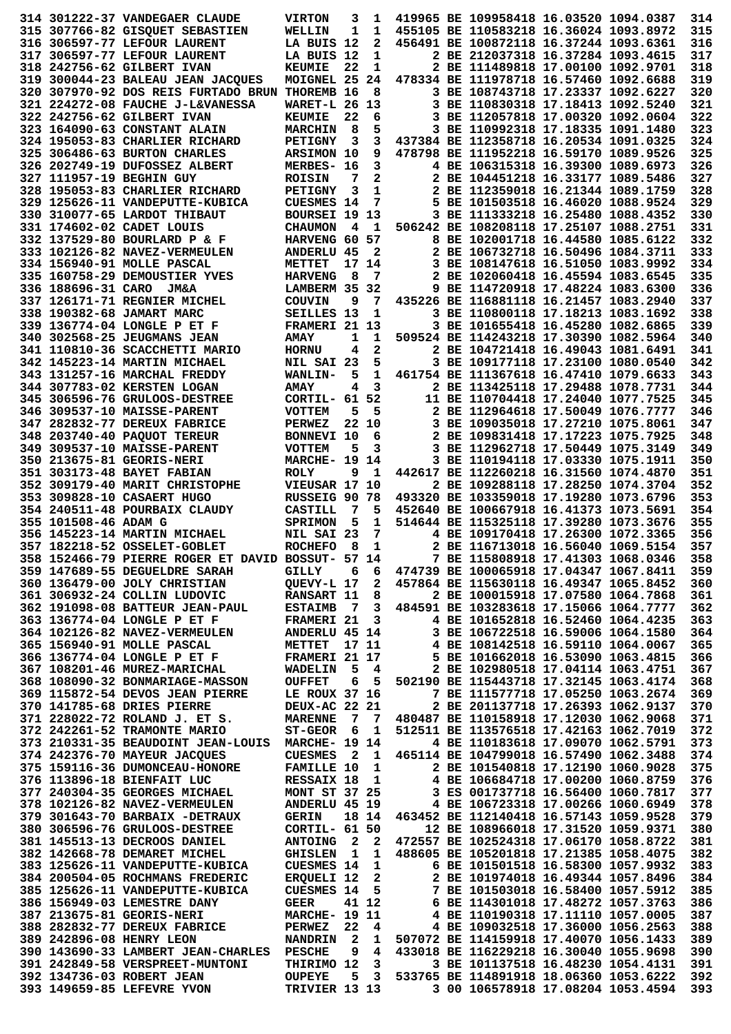```
314 301222-37 VANDEGAER CLAUDE      VIRTON   3  1  419965 BE 109958418 16.03520 1094.0387  314
315 307766-82 GISQUET SEBASTIEN     WELLIN   1  1  455105 BE 110583218 16.36024 1093.8972  315
316 306597-77 LEFOUR LAURENT        LA BUIS 12  2  456491 BE 100872118 16.37244 1093.6361  316
317 306597-77 LEFOUR LAURENT        LA BUIS 12  1       2 BE 212037318 16.37284 1093.4615  317
318 242756-62 GILBERT IVAN          KEUMIE  22  1       2 BE 111489818 17.00100 1092.9701  318
319 300044-23 BALEAU JEAN JACQUES   MOIGNEL 25 24  478334 BE 111978718 16.57460 1092.6688  319
320 307970-92 DOS REIS FURTADO BRUN THOREMB 16  8       3 BE 108743718 17.23337 1092.6227  320
321 224272-08 FAUCHE J-L&VANESSA    WARET-L 26 13       3 BE 110830318 17.18413 1092.5240  321
322 242756-62 GILBERT IVAN          KEUMIE  22  6       3 BE 112057818 17.00320 1092.0604  322
323 164090-63 CONSTANT ALAIN        MARCHIN  8  5       3 BE 110992318 17.18335 1091.1480  323
324 195053-83 CHARLIER RICHARD      PETIGNY  3  3  437384 BE 112358718 16.20534 1091.0325  324
325 306486-63 BURTON CHARLES        ARSIMON 10  9  478798 BE 111952218 16.59170 1089.9526  325
326 202749-19 DUFOSSEZ ALBERT       MERBES- 16  3       4 BE 106315318 16.39300 1089.6973  326
327 111957-19 BEGHIN GUY            ROISIN   7  2       2 BE 104451218 16.33177 1089.5486  327
328 195053-83 CHARLIER RICHARD      PETIGNY  3  1       2 BE 112359018 16.21344 1089.1759  328
329 125626-11 VANDEPUTTE-KUBICA     CUESMES 14  7       5 BE 101503518 16.46020 1088.9524  329
330 310077-65 LARDOT THIBAUT        BOURSEI 19 13       3 BE 111333218 16.25480 1088.4352  330
331 174602-02 CADET LOUIS           CHAUMON  4  1  506242 BE 108208118 17.25107 1088.2751  331
332 137529-80 BOURLARD P & F        HARVENG 60 57       8 BE 102001718 16.44580 1085.6122  332
333 102126-82 NAVEZ-VERMEULEN       ANDERLU 45  2       2 BE 106732718 16.50496 1084.3711  333
334 156940-91 MOLLE PASCAL          METTET  17 14       3 BE 108147618 16.51050 1083.9992  334
335 160758-29 DEMOUSTIER YVES       HARVENG  8  7       2 BE 102060418 16.45594 1083.6545  335
336 188696-31 CARO  JM&A            LAMBERM 35 32       9 BE 114720918 17.48224 1083.6300  336
337 126171-71 REGNIER MICHEL        COUVIN   9  7  435226 BE 116881118 16.21457 1083.2940  337
338 190382-68 JAMART MARC           SEILLES 13  1       3 BE 110800118 17.18213 1083.1692  338
339 136774-04 LONGLE P ET F         FRAMERI 21 13       3 BE 101655418 16.45280 1082.6865  339
340 302568-25 JEUGMANS JEAN         AMAY     1  1  509524 BE 114243218 17.30390 1082.5964  340
341 110810-36 SCACCHETTI MARIO      HORNU    4  2       2 BE 104721418 16.49043 1081.6491  341
342 145223-14 MARTIN MICHAEL        NIL SAI 23  5       3 BE 109177118 17.23100 1080.0540  342
343 131257-16 MARCHAL FREDDY        WANLIN-  5  1  461754 BE 111367618 16.47410 1079.6633  343
344 307783-02 KERSTEN LOGAN         AMAY     4  3       2 BE 113425118 17.29488 1078.7731  344
345 306596-76 GRULOOS-DESTREE       CORTIL- 61 52      11 BE 110704418 17.24040 1077.7525  345
346 309537-10 MAISSE-PARENT         VOTTEM   5  5       2 BE 112964618 17.50049 1076.7777  346
347 282832-77 DEREUX FABRICE        PERWEZ  22 10       3 BE 109035018 17.27210 1075.8061  347
348 203740-40 PAQUOT TEREUR         BONNEVI 10  6       2 BE 109831418 17.17223 1075.7925  348
349 309537-10 MAISSE-PARENT         VOTTEM   5  3       3 BE 112962718 17.50449 1075.3149  349
350 213675-81 GEORIS-NERI           MARCHE- 19 14       3 BE 110194118 17.03330 1075.1911  350
351 303173-48 BAYET FABIAN          ROLY     9  1  442617 BE 112260218 16.31560 1074.4870  351
352 309179-40 MARIT CHRISTOPHE      VIEUSAR 17 10       2 BE 109288118 17.28250 1074.3704  352
353 309828-10 CASAERT HUGO          RUSSEIG 90 78  493320 BE 103359018 17.19280 1073.6796  353
354 240511-48 POURBAIX CLAUDY       CASTILL  7  5  452640 BE 100667918 16.41373 1073.5691  354
355 101508-46 ADAM G                SPRIMON  5  1  514644 BE 115325118 17.39280 1073.3676  355
356 145223-14 MARTIN MICHAEL        NIL SAI 23  7       4 BE 109170418 17.26300 1072.3365  356
357 182218-52 OSSELET-GOBLET        ROCHEFO  8  1       2 BE 116713018 16.56040 1069.5154  357
358 152466-79 PIERRE ROGER ET DAVID BOSSUT- 57 14       7 BE 115808918 17.41303 1068.0346  358
359 147689-55 DEGUELDRE SARAH       GILLY    6  6  474739 BE 100065918 17.04347 1067.8411  359
360 136479-00 JOLY CHRISTIAN        QUEVY-L 17  2  457864 BE 115630118 16.49347 1065.8452  360
361 306932-24 COLLIN LUDOVIC        RANSART 11  8       2 BE 100015918 17.07580 1064.7868  361
362 191098-08 BATTEUR JEAN-PAUL     ESTAIMB  7  3  484591 BE 103283618 17.15066 1064.7777  362
363 136774-04 LONGLE P ET F         FRAMERI 21  3       4 BE 101652818 16.52460 1064.4235  363
364 102126-82 NAVEZ-VERMEULEN       ANDERLU 45 14       3 BE 106722518 16.59006 1064.1580  364
365 156940-91 MOLLE PASCAL          METTET  17 11       4 BE 108142518 16.59110 1064.0067  365
366 136774-04 LONGLE P ET F         FRAMERI 21 17       5 BE 101662018 16.53090 1063.4815  366
367 108201-46 MUREZ-MARICHAL        WADELIN  5  4       2 BE 102980518 17.04114 1063.4751  367
368 108090-32 BONMARIAGE-MASSON     OUFFET   6  5  502190 BE 115443718 17.32145 1063.4174  368
369 115872-54 DEVOS JEAN PIERRE     LE ROUX 37 16       7 BE 111577718 17.05250 1063.2674  369
370 141785-68 DRIES PIERRE          DEUX-AC 22 21       2 BE 201137718 17.26393 1062.9137  370
371 228022-72 ROLAND J. ET S.       MARENNE  7  7  480487 BE 110158918 17.12030 1062.9068  371
372 242261-52 TRAMONTE MARIO        ST-GEOR  6  1  512511 BE 113576518 17.42163 1062.7019  372
373 210331-35 BEAUDOINT JEAN-LOUIS  MARCHE- 19 14       4 BE 110183618 17.09070 1062.5791  373
374 242376-70 MAYEUR JACQUES        CUESMES  2  1  465114 BE 104799018 16.57490 1062.3488  374
375 159116-36 DUMONCEAU-HONORE      FAMILLE 10  1       2 BE 101540818 17.12190 1060.9028  375
376 113896-18 BIENFAIT LUC          RESSAIX 18  1       4 BE 106684718 17.00200 1060.8759  376
377 240304-35 GEORGES MICHAEL       MONT ST 37 25       3 ES 001737718 16.56400 1060.7817  377
378 102126-82 NAVEZ-VERMEULEN       ANDERLU 45 19       4 BE 106723318 17.00266 1060.6949  378
379 301643-70 BARBAIX -DETRAUX      GERIN   18 14  463452 BE 112140418 16.57143 1059.9528  379
380 306596-76 GRULOOS-DESTREE       CORTIL- 61 50      12 BE 108966018 17.31520 1059.9371  380
381 145513-13 DECROOS DANIEL        ANTOING  2  2  472557 BE 102524318 17.06170 1058.8722  381
382 142668-78 DEMARET MICHEL        GHISLEN  1  1  488605 BE 105201818 17.21385 1058.4075  382
383 125626-11 VANDEPUTTE-KUBICA     CUESMES 14  1       6 BE 101501518 16.58300 1057.9932  383
384 200504-05 ROCHMANS FREDERIC     ERQUELI 12  2       2 BE 101974018 16.49344 1057.8496  384
385 125626-11 VANDEPUTTE-KUBICA     CUESMES 14  5       7 BE 101503018 16.58400 1057.5912  385
386 156949-03 LEMESTRE DANY         GEER    41 12       6 BE 114301018 17.48272 1057.3763  386
387 213675-81 GEORIS-NERI           MARCHE- 19 11       4 BE 110190318 17.11110 1057.0005  387
388 282832-77 DEREUX FABRICE        PERWEZ  22  4       4 BE 109032518 17.36000 1056.2563  388
389 242896-08 HENRY LEON            NANDRIN  2  1  507072 BE 114159918 17.40070 1056.1433  389
390 143690-33 LAMBERT JEAN-CHARLES  PESCHE   9  4  433018 BE 116229218 16.30040 1055.9698  390
391 242849-58 VERSPREET-MUNTONI     THIRIMO 12  3       3 BE 101137518 16.48230 1054.4131  391
392 134736-03 ROBERT JEAN           OUPEYE   5  3  533765 BE 114891918 18.06360 1053.6222  392
393 149659-85 LEFEVRE YVON          TRIVIER 13 13       3 00 106578918 17.08204 1053.4594  393
```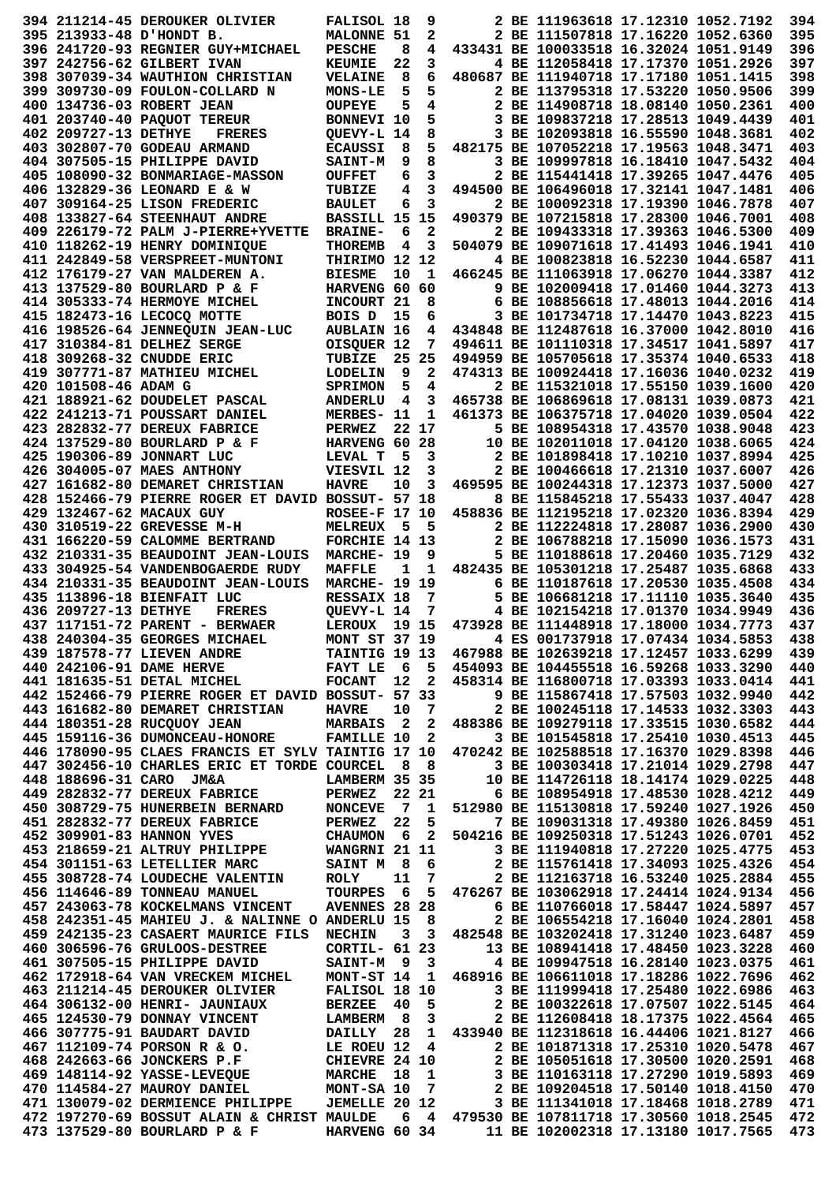```
394 211214-45 DEROUKER OLIVIER      FALISOL 18  9       2 BE 111963618 17.12310 1052.7192  394
395 213933-48 D'HONDT B.            MALONNE 51  2       2 BE 111507818 17.16220 1052.6360  395
396 241720-93 REGNIER GUY+MICHAEL   PESCHE   8  4  433431 BE 100033518 16.32024 1051.9149  396
397 242756-62 GILBERT IVAN          KEUMIE  22  3       4 BE 112058418 17.17370 1051.2926  397
398 307039-34 WAUTHION CHRISTIAN    VELAINE  8  6  480687 BE 111940718 17.17180 1051.1415  398
399 309730-09 FOULON-COLLARD N      MONS-LE  5  5       2 BE 113795318 17.53220 1050.9506  399
400 134736-03 ROBERT JEAN           OUPEYE   5  4       2 BE 114908718 18.08140 1050.2361  400
401 203740-40 PAQUOT TEREUR         BONNEVI 10  5       3 BE 109837218 17.28513 1049.4439  401
402 209727-13 DETHYE   FRERES       QUEVY-L 14  8       3 BE 102093818 16.55590 1048.3681  402
403 302807-70 GODEAU ARMAND         ECAUSSI  8  5  482175 BE 107052218 17.19563 1048.3471  403
404 307505-15 PHILIPPE DAVID        SAINT-M  9  8       3 BE 109997818 16.18410 1047.5432  404
405 108090-32 BONMARIAGE-MASSON     OUFFET   6  3       2 BE 115441418 17.39265 1047.4476  405
406 132829-36 LEONARD E & W         TUBIZE   4  3  494500 BE 106496018 17.32141 1047.1481  406
407 309164-25 LISON FREDERIC        BAULET   6  3       2 BE 100092318 17.19390 1046.7878  407
408 133827-64 STEENHAUT ANDRE       BASSILL 15 15  490379 BE 107215818 17.28300 1046.7001  408
409 226179-72 PALM J-PIERRE+YVETTE  BRAINE-  6  2       2 BE 109433318 17.39363 1046.5300  409
410 118262-19 HENRY DOMINIQUE       THOREMB  4  3  504079 BE 109071618 17.41493 1046.1941  410
411 242849-58 VERSPREET-MUNTONI     THIRIMO 12 12       4 BE 100823818 16.52230 1044.6587  411
412 176179-27 VAN MALDEREN A.       BIESME  10  1  466245 BE 111063918 17.06270 1044.3387  412
413 137529-80 BOURLARD P & F        HARVENG 60 60       9 BE 102009418 17.01460 1044.3273  413
414 305333-74 HERMOYE MICHEL        INCOURT 21  8       6 BE 108856618 17.48013 1044.2016  414
415 182473-16 LECOCQ MOTTE          BOIS D  15  6       3 BE 101734718 17.14470 1043.8223  415
416 198526-64 JENNEQUIN JEAN-LUC    AUBLAIN 16  4  434848 BE 112487618 16.37000 1042.8010  416
417 310384-81 DELHEZ SERGE          OISQUER 12  7  494611 BE 101110318 17.34517 1041.5897  417
418 309268-32 CNUDDE ERIC           TUBIZE  25 25  494959 BE 105705618 17.35374 1040.6533  418
419 307771-87 MATHIEU MICHEL        LODELIN  9  2  474313 BE 100924418 17.16036 1040.0232  419
420 101508-46 ADAM G                SPRIMON  5  4       2 BE 115321018 17.55150 1039.1600  420
421 188921-62 DOUDELET PASCAL       ANDERLU  4  3  465738 BE 106869618 17.08131 1039.0873  421
422 241213-71 POUSSART DANIEL       MERBES- 11  1  461373 BE 106375718 17.04020 1039.0504  422
423 282832-77 DEREUX FABRICE        PERWEZ  22 17       5 BE 108954318 17.43570 1038.9048  423
424 137529-80 BOURLARD P & F        HARVENG 60 28      10 BE 102011018 17.04120 1038.6065  424
425 190306-89 JONNART LUC           LEVAL T  5  3       2 BE 101898418 17.10210 1037.8994  425
426 304005-07 MAES ANTHONY          VIESVIL 12  3       2 BE 100466618 17.21310 1037.6007  426
427 161682-80 DEMARET CHRISTIAN     HAVRE   10  3  469595 BE 100244318 17.12373 1037.5000  427
428 152466-79 PIERRE ROGER ET DAVID BOSSUT- 57 18       8 BE 115845218 17.55433 1037.4047  428
429 132467-62 MACAUX GUY            ROSEE-F 17 10  458836 BE 112195218 17.02320 1036.8394  429
430 310519-22 GREVESSE M-H          MELREUX  5  5       2 BE 112224818 17.28087 1036.2900  430
431 166220-59 CALOMME BERTRAND      FORCHIE 14 13       2 BE 106788218 17.15090 1036.1573  431
432 210331-35 BEAUDOINT JEAN-LOUIS  MARCHE- 19  9       5 BE 110188618 17.20460 1035.7129  432
433 304925-54 VANDENBOGAERDE RUDY   MAFFLE   1  1  482435 BE 105301218 17.25487 1035.6868  433
434 210331-35 BEAUDOINT JEAN-LOUIS  MARCHE- 19 19       6 BE 110187618 17.20530 1035.4508  434
435 113896-18 BIENFAIT LUC          RESSAIX 18  7       5 BE 106681218 17.11110 1035.3640  435
436 209727-13 DETHYE   FRERES       QUEVY-L 14  7       4 BE 102154218 17.01370 1034.9949  436
437 117151-72 PARENT - BERWAER      LEROUX  19 15  473928 BE 111448918 17.18000 1034.7773  437
438 240304-35 GEORGES MICHAEL       MONT ST 37 19       4 ES 001737918 17.07434 1034.5853  438
439 187578-77 LIEVEN ANDRE          TAINTIG 19 13  467988 BE 102639218 17.12457 1033.6299  439
440 242106-91 DAME HERVE            FAYT LE  6  5  454093 BE 104455518 16.59268 1033.3290  440
441 181635-51 DETAL MICHEL          FOCANT  12  2  458314 BE 116800718 17.03393 1033.0414  441
442 152466-79 PIERRE ROGER ET DAVID BOSSUT- 57 33       9 BE 115867418 17.57503 1032.9940  442
443 161682-80 DEMARET CHRISTIAN     HAVRE   10  7       2 BE 100245118 17.14533 1032.3303  443
444 180351-28 RUCQUOY JEAN          MARBAIS  2  2  488386 BE 109279118 17.33515 1030.6582  444
445 159116-36 DUMONCEAU-HONORE      FAMILLE 10  2       3 BE 101545818 17.25410 1030.4513  445
446 178090-95 CLAES FRANCIS ET SYLV TAINTIG 17 10  470242 BE 102588518 17.16370 1029.8398  446
447 302456-10 CHARLES ERIC ET TORDE COURCEL  8  8       3 BE 100303418 17.21014 1029.2798  447
448 188696-31 CARO  JM&A            LAMBERM 35 35      10 BE 114726118 18.14174 1029.0225  448
449 282832-77 DEREUX FABRICE        PERWEZ  22 21       6 BE 108954918 17.48530 1028.4212  449
450 308729-75 HUNERBEIN BERNARD     NONCEVE  7  1  512980 BE 115130818 17.59240 1027.1926  450
451 282832-77 DEREUX FABRICE        PERWEZ  22  5       7 BE 109031318 17.49380 1026.8459  451
452 309901-83 HANNON YVES           CHAUMON  6  2  504216 BE 109250318 17.51243 1026.0701  452
453 218659-21 ALTRUY PHILIPPE       WANGRNI 21 11       3 BE 111940818 17.27220 1025.4775  453
454 301151-63 LETELLIER MARC        SAINT M  8  6       2 BE 115761418 17.34093 1025.4326  454
455 308728-74 LOUDECHE VALENTIN     ROLY    11  7       2 BE 112163718 16.53240 1025.2884  455
456 114646-89 TONNEAU MANUEL        TOURPES  6  5  476267 BE 103062918 17.24414 1024.9134  456
457 243063-78 KOCKELMANS VINCENT    AVENNES 28 28       6 BE 110766018 17.58447 1024.5897  457
458 242351-45 MAHIEU J. & NALINNE O ANDERLU 15  8       2 BE 106554218 17.16040 1024.2801  458
459 242135-23 CASAERT MAURICE FILS  NECHIN   3  3  482548 BE 103202418 17.31240 1023.6487  459
460 306596-76 GRULOOS-DESTREE       CORTIL- 61 23      13 BE 108941418 17.48450 1023.3228  460
461 307505-15 PHILIPPE DAVID        SAINT-M  9  3       4 BE 109947518 16.28140 1023.0375  461
462 172918-64 VAN VRECKEM MICHEL    MONT-ST 14  1  468916 BE 106611018 17.18286 1022.7696  462
463 211214-45 DEROUKER OLIVIER      FALISOL 18 10       3 BE 111999418 17.25480 1022.6986  463
464 306132-00 HENRI- JAUNIAUX       BERZEE  40  5       2 BE 100322618 17.07507 1022.5145  464
465 124530-79 DONNAY VINCENT        LAMBERM  8  3       2 BE 112608418 18.17375 1022.4564  465
466 307775-91 BAUDART DAVID         DAILLY  28  1  433940 BE 112318618 16.44406 1021.8127  466
467 112109-74 PORSON R & O.         LE ROEU 12  4       2 BE 101871318 17.25310 1020.5478  467
468 242663-66 JONCKERS P.F          CHIEVRE 24 10       2 BE 105051618 17.30500 1020.2591  468
469 148114-92 YASSE-LEVEQUE         MARCHE  18  1       3 BE 110163118 17.27290 1019.5893  469
470 114584-27 MAUROY DANIEL         MONT-SA 10  7       2 BE 109204518 17.50140 1018.4150  470
471 130079-02 DERMIENCE PHILIPPE    JEMELLE 20 12       3 BE 111341018 17.18468 1018.2789  471
472 197270-69 BOSSUT ALAIN & CHRIST MAULDE   6  4  479530 BE 107811718 17.30560 1018.2545  472
473 137529-80 BOURLARD P & F        HARVENG 60 34      11 BE 102002318 17.13180 1017.7565  473
```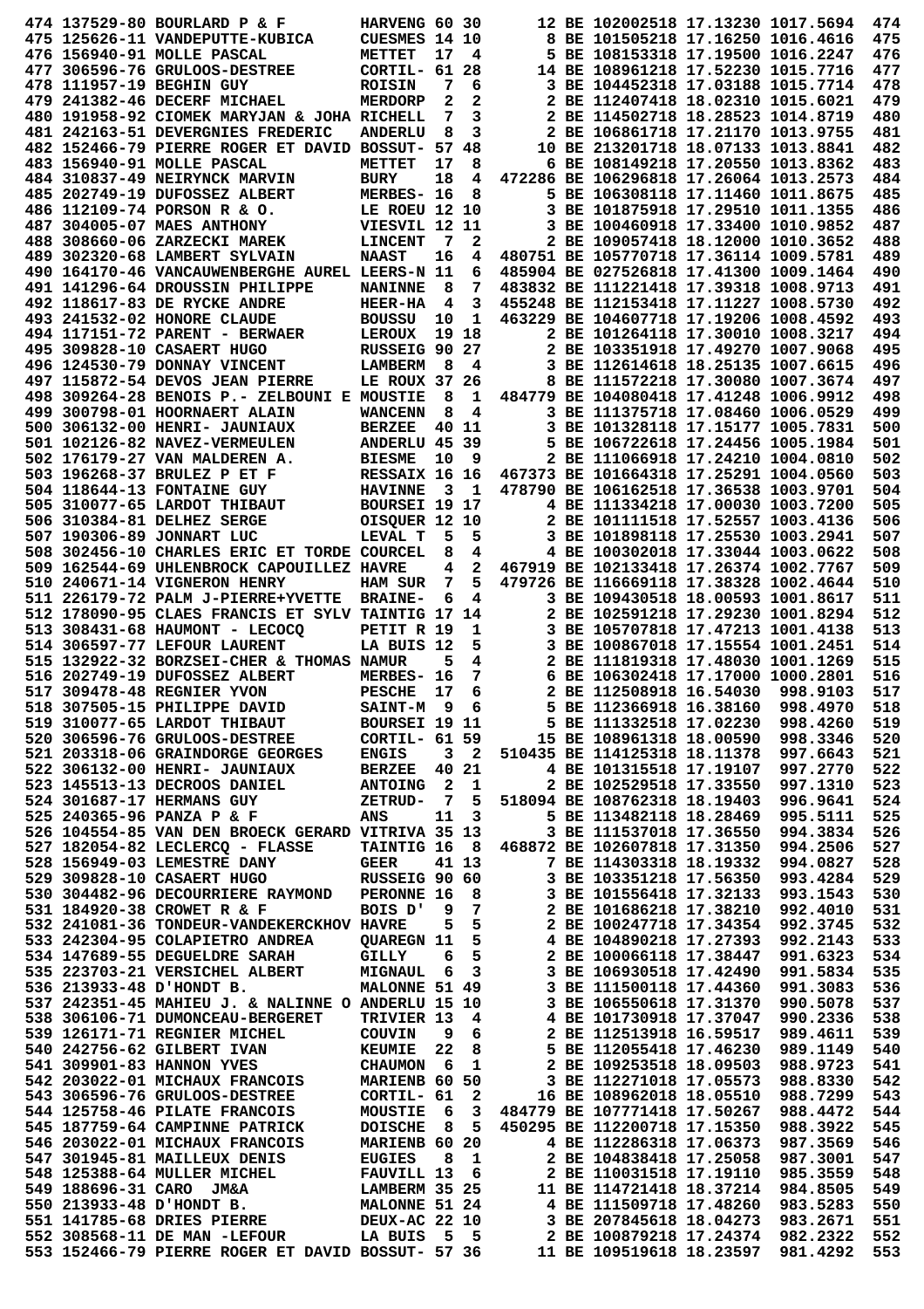```
474 137529-80 BOURLARD P & F        HARVENG 60 30      12 BE 102002518 17.13230 1017.5694  474
475 125626-11 VANDEPUTTE-KUBICA     CUESMES 14 10       8 BE 101505218 17.16250 1016.4616  475
476 156940-91 MOLLE PASCAL          METTET  17  4       5 BE 108153318 17.19500 1016.2247  476
477 306596-76 GRULOOS-DESTREE       CORTIL- 61 28      14 BE 108961218 17.52230 1015.7716  477
478 111957-19 BEGHIN GUY            ROISIN   7  6       3 BE 104452318 17.03188 1015.7714  478
479 241382-46 DECERF MICHAEL        MERDORP  2  2       2 BE 112407418 18.02310 1015.6021  479
480 191958-92 CIOMEK MARYJAN & JOHA RICHELL  7  3       2 BE 114502718 18.28523 1014.8719  480
481 242163-51 DEVERGNIES FREDERIC   ANDERLU  8  3       2 BE 106861718 17.21170 1013.9755  481
482 152466-79 PIERRE ROGER ET DAVID BOSSUT- 57 48      10 BE 213201718 18.07133 1013.8841  482
483 156940-91 MOLLE PASCAL          METTET  17  8       6 BE 108149218 17.20550 1013.8362  483
484 310837-49 NEIRYNCK MARVIN       BURY    18  4  472286 BE 106296818 17.26064 1013.2573  484
485 202749-19 DUFOSSEZ ALBERT       MERBES- 16  8       5 BE 106308118 17.11460 1011.8675  485
486 112109-74 PORSON R & O.         LE ROEU 12 10       3 BE 101875918 17.29510 1011.1355  486
487 304005-07 MAES ANTHONY          VIESVIL 12 11       3 BE 100460918 17.33400 1010.9852  487
488 308660-06 ZARZECKI MAREK        LINCENT  7  2       2 BE 109057418 18.12000 1010.3652  488
489 302320-68 LAMBERT SYLVAIN       NAAST   16  4  480751 BE 105770718 17.36114 1009.5781  489
490 164170-46 VANCAUWENBERGHE AUREL LEERS-N 11  6  485904 BE 027526818 17.41300 1009.1464  490
491 141296-64 DROUSSIN PHILIPPE     NANINNE  8  7  483832 BE 111221418 17.39318 1008.9713  491
492 118617-83 DE RYCKE ANDRE        HEER-HA  4  3  455248 BE 112153418 17.11227 1008.5730  492
493 241532-02 HONORE CLAUDE         BOUSSU  10  1  463229 BE 104607718 17.19206 1008.4592  493
494 117151-72 PARENT - BERWAER      LEROUX  19 18       2 BE 101264118 17.30010 1008.3217  494
495 309828-10 CASAERT HUGO          RUSSEIG 90 27       2 BE 103351918 17.49270 1007.9068  495
496 124530-79 DONNAY VINCENT        LAMBERM  8  4       3 BE 112614618 18.25135 1007.6615  496
497 115872-54 DEVOS JEAN PIERRE     LE ROUX 37 26       8 BE 111572218 17.30080 1007.3674  497
498 309264-28 BENOIS P.- ZELBOUNI E MOUSTIE  8  1  484779 BE 104080418 17.41248 1006.9912  498
499 300798-01 HOORNAERT ALAIN       WANCENN  8  4       3 BE 111375718 17.08460 1006.0529  499
500 306132-00 HENRI- JAUNIAUX       BERZEE  40 11       3 BE 101328118 17.15177 1005.7831  500
501 102126-82 NAVEZ-VERMEULEN       ANDERLU 45 39       5 BE 106722618 17.24456 1005.1984  501
502 176179-27 VAN MALDEREN A.       BIESME  10  9       2 BE 111066918 17.24210 1004.0810  502
503 196268-37 BRULEZ P ET F         RESSAIX 16 16  467373 BE 101664318 17.25291 1004.0560  503
504 118644-13 FONTAINE GUY          HAVINNE  3  1  478790 BE 106162518 17.36538 1003.9701  504
505 310077-65 LARDOT THIBAUT        BOURSEI 19 17       4 BE 111334218 17.00030 1003.7200  505
506 310384-81 DELHEZ SERGE          OISQUER 12 10       2 BE 101111518 17.52557 1003.4136  506
507 190306-89 JONNART LUC           LEVAL T  5  5       3 BE 101898118 17.25530 1003.2941  507
508 302456-10 CHARLES ERIC ET TORDE COURCEL  8  4       4 BE 100302018 17.33044 1003.0622  508
509 162544-69 UHLENBROCK CAPOUILLEZ HAVRE    4  2  467919 BE 102133418 17.26473 1002.7767  509
510 240671-14 VIGNERON HENRY        HAM SUR  7  5  479726 BE 116669118 17.38328 1002.4644  510
511 226179-72 PALM J-PIERRE+YVETTE  BRAINE-  6  4       3 BE 109430518 18.00593 1001.8617  511
512 178090-95 CLAES FRANCIS ET SYLV TAINTIG 17 14       2 BE 102591218 17.29230 1001.8294  512
513 308431-68 HAUMONT - LECOCQ      PETIT R 19  1       3 BE 105707818 17.47213 1001.4138  513
514 306597-77 LEFOUR LAURENT        LA BUIS 12  5       3 BE 100867018 17.15554 1001.2451  514
515 132922-32 BORZSEI-CHER & THOMAS NAMUR    5  4       2 BE 111819318 17.48030 1001.1269  515
516 202749-19 DUFOSSEZ ALBERT       MERBES- 16  7       6 BE 106302418 17.17000 1000.2801  516
517 309478-48 REGNIER YVON          PESCHE  17  6       2 BE 112508918 16.54030  998.9103  517
518 307505-15 PHILIPPE DAVID        SAINT-M  9  6       5 BE 112366918 16.38160  998.4970  518
519 310077-65 LARDOT THIBAUT        BOURSEI 19 11       5 BE 111332518 17.02230  998.4260  519
520 306596-76 GRULOOS-DESTREE       CORTIL- 61 59      15 BE 108961318 18.00590  998.3346  520
521 203318-06 GRAINDORGE GEORGES    ENGIS    3  2  510435 BE 114125318 18.11378  997.6643  521
522 306132-00 HENRI- JAUNIAUX       BERZEE  40 21       4 BE 101315518 17.19107  997.2770  522
523 145513-13 DECROOS DANIEL        ANTOING  2  1       2 BE 102529518 17.33550  997.1310  523
524 301687-17 HERMANS GUY           ZETRUD-  7  5  518094 BE 108762318 18.19403  996.9641  524
525 240365-96 PANZA P & F           ANS     11  3       5 BE 113482118 18.28469  995.5111  525
526 104554-85 VAN DEN BROECK GERARD VITRIVA 35 13       3 BE 111537018 17.36550  994.3834  526
527 182054-82 LECLERCQ - FLASSE     TAINTIG 16  8  468872 BE 102607818 17.31350  994.2506  527
528 156949-03 LEMESTRE DANY         GEER    41 13       7 BE 114303318 18.19332  994.0827  528
529 309828-10 CASAERT HUGO          RUSSEIG 90 60       3 BE 103351218 17.56350  993.4284  529
530 304482-96 DECOURRIERE RAYMOND   PERONNE 16  8       3 BE 101556418 17.32133  993.1543  530
531 184920-38 CROWET R & F          BOIS D'  9  7       2 BE 101686218 17.38210  992.4010  531
532 241081-36 TONDEUR-VANDEKERCKHOV HAVRE    5  5       2 BE 100247718 17.34354  992.3745  532
533 242304-95 COLAPIETRO ANDREA     QUAREGN 11  5       4 BE 104890218 17.27393  992.2143  533
534 147689-55 DEGUELDRE SARAH       GILLY    6  5       2 BE 100066118 17.38447  991.6323  534
535 223703-21 VERSICHEL ALBERT      MIGNAUL  6  3       3 BE 106930518 17.42490  991.5834  535
536 213933-48 D'HONDT B.            MALONNE 51 49       3 BE 111500118 17.44360  991.3083  536
537 242351-45 MAHIEU J. & NALINNE O ANDERLU 15 10       3 BE 106550618 17.31370  990.5078  537
538 306106-71 DUMONCEAU-BERGERET    TRIVIER 13  4       4 BE 101730918 17.37047  990.2336  538
539 126171-71 REGNIER MICHEL        COUVIN   9  6       2 BE 112513918 16.59517  989.4611  539
540 242756-62 GILBERT IVAN          KEUMIE  22  8       5 BE 112055418 17.46230  989.1149  540
541 309901-83 HANNON YVES           CHAUMON  6  1       2 BE 109253518 18.09503  988.9723  541
542 203022-01 MICHAUX FRANCOIS      MARIENB 60 50       3 BE 112271018 17.05573  988.8330  542
543 306596-76 GRULOOS-DESTREE       CORTIL- 61  2      16 BE 108962018 18.05510  988.7299  543
544 125758-46 PILATE FRANCOIS       MOUSTIE  6  3  484779 BE 107771418 17.50267  988.4472  544
545 187759-64 CAMPINNE PATRICK      DOISCHE  8  5  450295 BE 112200718 17.15350  988.3922  545
546 203022-01 MICHAUX FRANCOIS      MARIENB 60 20       4 BE 112286318 17.06373  987.3569  546
547 301945-81 MAILLEUX DENIS        EUGIES   8  1       2 BE 104838418 17.25058  987.3001  547
548 125388-64 MULLER MICHEL         FAUVILL 13  6       2 BE 110031518 17.19110  985.3559  548
549 188696-31 CARO  JM&A            LAMBERM 35 25      11 BE 114721418 18.37214  984.8505  549
550 213933-48 D'HONDT B.            MALONNE 51 24       4 BE 111509718 17.48260  983.5283  550
551 141785-68 DRIES PIERRE          DEUX-AC 22 10       3 BE 207845618 18.04273  983.2671  551
552 308568-11 DE MAN -LEFOUR        LA BUIS  5  5       2 BE 100879218 17.24374  982.2322  552
553 152466-79 PIERRE ROGER ET DAVID BOSSUT- 57 36      11 BE 109519618 18.23597  981.4292  553
```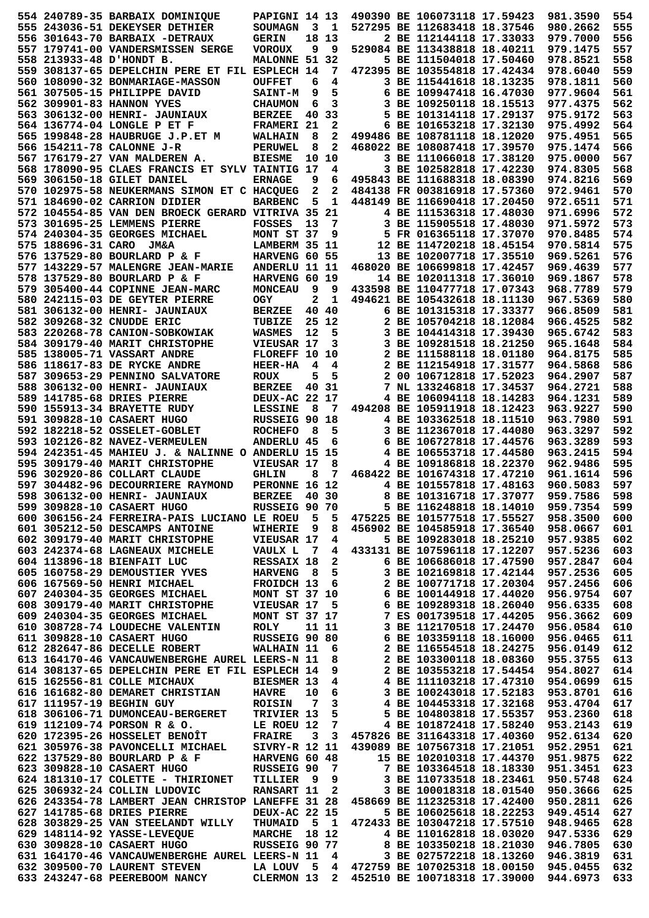```
554 240789-35 BARBAIX DOMINIQUE      PAPIGNI 14 13  490390 BE 106073118 17.59423   981.3590  554
555 243036-51 DEKEYSER DETHIER       SOUMAGN  3  1  527295 BE 112683418 18.37546   980.2662  555
556 301643-70 BARBAIX -DETRAUX       GERIN    18 13       2 BE 112144118 17.33033   979.7000  556
557 179741-00 VANDERSMISSEN SERGE    VOROUX   9  9  529084 BE 113438818 18.40211   979.1475  557
558 213933-48 D'HONDT B.             MALONNE 51 32       5 BE 111504018 17.50460   978.8521  558
559 308137-65 DEPELCHIN PERE ET FIL ESPLECH 14  7  472395 BE 103554818 17.42434   978.6040  559
560 108090-32 BONMARIAGE-MASSON      OUFFET   6  4       3 BE 115441618 18.13235   978.1811  560
561 307505-15 PHILIPPE DAVID         SAINT-M  9  5       6 BE 109947418 16.47030   977.9604  561
562 309901-83 HANNON YVES            CHAUMON  6  3       3 BE 109250118 18.15513   977.4375  562
563 306132-00 HENRI- JAUNIAUX        BERZEE  40 33       5 BE 101314118 17.29137   975.9172  563
564 136774-04 LONGLE P ET F          FRAMERI 21  2       6 BE 101653218 17.32130   975.4992  564
565 199848-28 HAUBRUGE J.P.ET M      WALHAIN  8  2  499486 BE 108781118 18.12020   975.4951  565
566 154211-78 CALONNE J-R            PERUWEL  8  2  468022 BE 108087418 17.39570   975.1474  566
567 176179-27 VAN MALDEREN A.        BIESME  10 10       3 BE 111066018 17.38120   975.0000  567
568 178090-95 CLAES FRANCIS ET SYLV TAINTIG 17  4       3 BE 102582818 17.42230   974.8305  568
569 306150-18 GILET DANIEL           ERNAGE   9  6  495843 BE 111688318 18.08390   974.8216  569
570 102975-58 NEUKERMANS SIMON ET C HACQUEG  2  2  484138 FR 003816918 17.57360   972.9461  570
571 184690-02 CARRION DIDIER         BARBENC  5  1  448149 BE 116690418 17.20450   972.6511  571
572 104554-85 VAN DEN BROECK GERARD VITRIVA 35 21       4 BE 111536318 17.48030   971.6996  572
573 301695-25 LEMMENS PIERRE         FOSSES  13  7       3 BE 115905518 17.48030   971.5972  573
574 240304-35 GEORGES MICHAEL        MONT ST 37  9       5 FR 016365118 17.37070   970.8485  574
575 188696-31 CARO  JM&A             LAMBERM 35 11      12 BE 114720218 18.45154   970.5814  575
576 137529-80 BOURLARD P & F         HARVENG 60 55      13 BE 102007718 17.35510   969.5261  576
577 143229-57 MALENGRE JEAN-MARIE    ANDERLU 11 11  468020 BE 106699818 17.42457   969.4639  577
578 137529-80 BOURLARD P & F         HARVENG 60 19      14 BE 102011318 17.36010   969.1867  578
579 305400-44 COPINNE JEAN-MARC      MONCEAU  9  9  433598 BE 110477718 17.07343   968.7789  579
580 242115-03 DE GEYTER PIERRE       OGY      2  1  494621 BE 105432618 18.11130   967.5369  580
581 306132-00 HENRI- JAUNIAUX        BERZEE  40 40       6 BE 101315318 17.33377   966.8509  581
582 309268-32 CNUDDE ERIC            TUBIZE  25 12       2 BE 105704218 18.12084   966.4525  582
583 220268-78 CANION-SOBKOWIAK       WASMES  12  5       3 BE 104414318 17.39430   965.6742  583
584 309179-40 MARIT CHRISTOPHE       VIEUSAR 17  3       3 BE 109281518 18.21250   965.1648  584
585 138005-71 VASSART ANDRE          FLOREFF 10 10       2 BE 111588118 18.01180   964.8175  585
586 118617-83 DE RYCKE ANDRE         HEER-HA  4  4       2 BE 112154918 17.31577   964.5868  586
587 309653-29 PENNINO SALVATORE      ROUX     5  5       2 00 106712818 17.52023   964.2907  587
588 306132-00 HENRI- JAUNIAUX        BERZEE  40 31       7 NL 133246818 17.34537   964.2721  588
589 141785-68 DRIES PIERRE           DEUX-AC 22 17       4 BE 106094118 18.14283   964.1231  589
590 155913-34 BRAYETTE RUDY          LESSINE  8  7  494208 BE 105911918 18.12423   963.9227  590
591 309828-10 CASAERT HUGO           RUSSEIG 90 18       4 BE 103362518 18.11510   963.7980  591
592 182218-52 OSSELET-GOBLET         ROCHEFO  8  5       3 BE 112367018 17.44080   963.3297  592
593 102126-82 NAVEZ-VERMEULEN        ANDERLU 45  6       6 BE 106727818 17.44576   963.3289  593
594 242351-45 MAHIEU J. & NALINNE O ANDERLU 15 15       4 BE 106553718 17.44580   963.2415  594
595 309179-40 MARIT CHRISTOPHE       VIEUSAR 17  8       4 BE 109186818 18.22370   962.9486  595
596 302920-86 COLLART CLAUDE         GHLIN    8  7  468422 BE 101674318 17.47210   961.1614  596
597 304482-96 DECOURRIERE RAYMOND    PERONNE 16 12       4 BE 101557818 17.48163   960.5083  597
598 306132-00 HENRI- JAUNIAUX        BERZEE  40 30       8 BE 101316718 17.37077   959.7586  598
599 309828-10 CASAERT HUGO           RUSSEIG 90 70       5 BE 116248818 18.14010   959.7354  599
600 306156-24 FERREIRA-PAIS LUCIANO LE ROEU  5  5  475225 BE 101577518 17.55527   958.3500  600
601 305212-50 DESCAMPS ANTOINE       WIHERIE  9  8  456902 BE 104585918 17.36540   958.0667  601
602 309179-40 MARIT CHRISTOPHE       VIEUSAR 17  4       5 BE 109283018 18.25210   957.9385  602
603 242374-68 LAGNEAUX MICHELE       VAULX L  7  4  433131 BE 107596118 17.12207   957.5236  603
604 113896-18 BIENFAIT LUC           RESSAIX 18  2       6 BE 106686018 17.47590   957.2847  604
605 160758-29 DEMOUSTIER YVES        HARVENG  8  5       3 BE 102169818 17.42144   957.2536  605
606 167569-50 HENRI MICHAEL          FROIDCH 13  6       2 BE 100771718 17.20304   957.2456  606
607 240304-35 GEORGES MICHAEL        MONT ST 37 10       6 BE 100144918 17.44020   956.9754  607
608 309179-40 MARIT CHRISTOPHE       VIEUSAR 17  5       6 BE 109289318 18.26040   956.6335  608
609 240304-35 GEORGES MICHAEL        MONT ST 37 17       7 ES 001739518 17.44205   956.3662  609
610 308728-74 LOUDECHE VALENTIN      ROLY    11 11       3 BE 112170518 17.24470   956.0584  610
611 309828-10 CASAERT HUGO           RUSSEIG 90 80       6 BE 103359118 18.16000   956.0465  611
612 282647-86 DECELLE ROBERT         WALHAIN 11  6       2 BE 116554518 18.24275   956.0149  612
613 164170-46 VANCAUWENBERGHE AUREL LEERS-N 11  8       2 BE 103300118 18.08360   955.3755  613
614 308137-65 DEPELCHIN PERE ET FIL ESPLECH 14  9       2 BE 103553218 17.54454   954.8027  614
615 162556-81 COLLE MICHAUX          BIESMER 13  4       4 BE 111103218 17.47310   954.0699  615
616 161682-80 DEMARET CHRISTIAN      HAVRE   10  6       3 BE 100243018 17.52183   953.8701  616
617 111957-19 BEGHIN GUY             ROISIN   7  3       4 BE 104453318 17.32168   953.4704  617
618 306106-71 DUMONCEAU-BERGERET     TRIVIER 13  5       5 BE 104803818 17.55357   953.2360  618
619 112109-74 PORSON R & O.          LE ROEU 12  7       4 BE 101872418 17.58240   953.2143  619
620 172395-26 HOSSELET BENOÎT        FRAIRE   3  3  457826 BE 311643318 17.40360   952.6134  620
621 305976-38 PAVONCELLI MICHAEL     SIVRY-R 12 11  439089 BE 107567318 17.21051   952.2951  621
622 137529-80 BOURLARD P & F         HARVENG 60 48      15 BE 102010318 17.44370   951.9875  622
623 309828-10 CASAERT HUGO           RUSSEIG 90  7       7 BE 103364518 18.18330   951.3451  623
624 181310-17 COLETTE - THIRIONET    TILLIER  9  9       3 BE 110733518 18.23461   950.5748  624
625 306932-24 COLLIN LUDOVIC         RANSART 11  2       3 BE 100018318 18.01540   950.3666  625
626 243354-78 LAMBERT JEAN CHRISTOP LANEFFE 31 28  458669 BE 112325318 17.42400   950.2811  626
627 141785-68 DRIES PIERRE           DEUX-AC 22 15       5 BE 106025618 18.22253   949.4514  627
628 303829-25 VAN STEELANDT WILLY    THUMAID  5  1  472433 BE 103047218 17.57510   948.9465  628
629 148114-92 YASSE-LEVEQUE          MARCHE  18 12       4 BE 110162818 18.03020   947.5336  629
630 309828-10 CASAERT HUGO           RUSSEIG 90 77       8 BE 103350218 18.21030   946.7805  630
631 164170-46 VANCAUWENBERGHE AUREL LEERS-N 11  4       3 BE 027572218 18.13260   946.3819  631
632 309500-70 LAURENT STEVEN         LA LOUV  5  4  472759 BE 107025318 18.00150   945.0455  632
633 243247-68 PEEREBOOM NANCY        CLERMON 13  2  452510 BE 100718318 17.39000   944.6973  633
```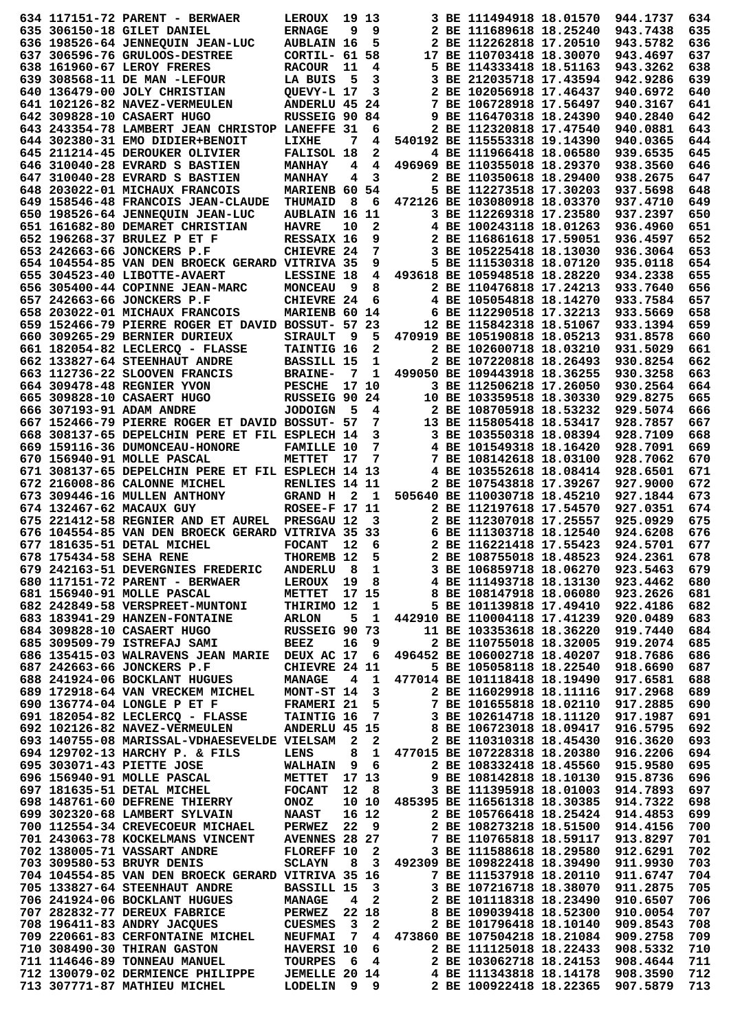```
634 117151-72 PARENT - BERWAER      LEROUX  19 13       3 BE 111494918 18.01570   944.1737  634
635 306150-18 GILET DANIEL          ERNAGE   9  9       2 BE 111689618 18.25240   943.7438  635
636 198526-64 JENNEQUIN JEAN-LUC    AUBLAIN 16  5       2 BE 112262818 17.20510   943.5782  636
637 306596-76 GRULOOS-DESTREE       CORTIL- 61 58      17 BE 110703418 18.30070   943.4697  637
638 161960-67 LEROY FRERES          RACOUR  11  4       5 BE 114333418 18.51163   943.3262  638
639 308568-11 DE MAN -LEFOUR        LA BUIS  5  3       3 BE 212035718 17.43594   942.9286  639
640 136479-00 JOLY CHRISTIAN        QUEVY-L 17  3       2 BE 102056918 17.46437   940.6972  640
641 102126-82 NAVEZ-VERMEULEN       ANDERLU 45 24       7 BE 106728918 17.56497   940.3167  641
642 309828-10 CASAERT HUGO          RUSSEIG 90 84       9 BE 116470318 18.24390   940.2840  642
643 243354-78 LAMBERT JEAN CHRISTOP LANEFFE 31  6       2 BE 112320818 17.47540   940.0881  643
644 302380-31 EMO DIDIER+BENOIT     LIXHE    7  4  540192 BE 115553318 19.14390   940.0365  644
645 211214-45 DEROUKER OLIVIER      FALISOL 18  2       4 BE 111966418 18.06580   939.6535  645
646 310040-28 EVRARD S BASTIEN      MANHAY   4  4  496969 BE 110355018 18.29370   938.3560  646
647 310040-28 EVRARD S BASTIEN      MANHAY   4  3       2 BE 110350618 18.29400   938.2675  647
648 203022-01 MICHAUX FRANCOIS      MARIENB 60 54       5 BE 112273518 17.30203   937.5698  648
649 158546-48 FRANCOIS JEAN-CLAUDE  THUMAID  8  6  472126 BE 103080918 18.03370   937.4710  649
650 198526-64 JENNEQUIN JEAN-LUC    AUBLAIN 16 11       3 BE 112269318 17.23580   937.2397  650
651 161682-80 DEMARET CHRISTIAN     HAVRE   10  2       4 BE 100243118 18.01263   936.4960  651
652 196268-37 BRULEZ P ET F         RESSAIX 16  9       2 BE 116861618 17.59051   936.4597  652
653 242663-66 JONCKERS P.F          CHIEVRE 24  7       3 BE 105225418 18.13030   936.3064  653
654 104554-85 VAN DEN BROECK GERARD VITRIVA 35  9       5 BE 111530318 18.07120   935.0118  654
655 304523-40 LIBOTTE-AVAERT        LESSINE 18  4  493618 BE 105948518 18.28220   934.2338  655
656 305400-44 COPINNE JEAN-MARC     MONCEAU  9  8       2 BE 110476818 17.24213   933.7640  656
657 242663-66 JONCKERS P.F          CHIEVRE 24  6       4 BE 105054818 18.14270   933.7584  657
658 203022-01 MICHAUX FRANCOIS      MARIENB 60 14       6 BE 112290518 17.32213   933.5669  658
659 152466-79 PIERRE ROGER ET DAVID BOSSUT- 57 23      12 BE 115842318 18.51067   933.1394  659
660 309265-29 BERNIER DURIEUX       SIRAULT  9  5  470919 BE 105190818 18.05213   931.8578  660
661 182054-82 LECLERCQ - FLASSE     TAINTIG 16  2       2 BE 102600718 18.03210   931.5029  661
662 133827-64 STEENHAUT ANDRE       BASSILL 15  1       2 BE 107220818 18.26493   930.8254  662
663 112736-22 SLOOVEN FRANCIS       BRAINE-  7  1  499050 BE 109443918 18.36255   930.3258  663
664 309478-48 REGNIER YVON          PESCHE  17 10       3 BE 112506218 17.26050   930.2564  664
665 309828-10 CASAERT HUGO          RUSSEIG 90 24      10 BE 103359518 18.30330   929.8275  665
666 307193-91 ADAM ANDRE            JODOIGN  5  4       2 BE 108705918 18.53232   929.5074  666
667 152466-79 PIERRE ROGER ET DAVID BOSSUT- 57  7      13 BE 115805418 18.53417   928.7857  667
668 308137-65 DEPELCHIN PERE ET FIL ESPLECH 14  3       3 BE 103550318 18.08394   928.7109  668
669 159116-36 DUMONCEAU-HONORE      FAMILLE 10  7       4 BE 101549318 18.16420   928.7091  669
670 156940-91 MOLLE PASCAL          METTET  17  7       7 BE 108142618 18.03100   928.7062  670
671 308137-65 DEPELCHIN PERE ET FIL ESPLECH 14 13       4 BE 103552618 18.08414   928.6501  671
672 216008-86 CALONNE MICHEL        RENLIES 14 11       2 BE 107543818 17.39267   927.9000  672
673 309446-16 MULLEN ANTHONY        GRAND H  2  1  505640 BE 110030718 18.45210   927.1844  673
674 132467-62 MACAUX GUY            ROSEE-F 17 11       2 BE 112197618 17.54570   927.0351  674
675 221412-58 REGNIER AND ET AUREL  PRESGAU 12  3       2 BE 112307018 17.25557   925.0929  675
676 104554-85 VAN DEN BROECK GERARD VITRIVA 35 33       6 BE 111303718 18.12540   924.6208  676
677 181635-51 DETAL MICHEL          FOCANT  12  6       2 BE 116221418 17.55423   924.5701  677
678 175434-58 SEHA RENE             THOREMB 12  5       2 BE 108755018 18.48523   924.2361  678
679 242163-51 DEVERGNIES FREDERIC   ANDERLU  8  1       3 BE 106859718 18.06270   923.5463  679
680 117151-72 PARENT - BERWAER      LEROUX  19  8       4 BE 111493718 18.13130   923.4462  680
681 156940-91 MOLLE PASCAL          METTET  17 15       8 BE 108147918 18.06080   923.2626  681
682 242849-58 VERSPREET-MUNTONI     THIRIMO 12  1       5 BE 101139818 17.49410   922.4186  682
683 183941-29 HANZEN-FONTAINE       ARLON    5  1  442910 BE 110004118 17.41239   920.0489  683
684 309828-10 CASAERT HUGO          RUSSEIG 90 73      11 BE 103353618 18.36220   919.7440  684
685 309509-79 ISTREFAJ SAMI         BEEZ    16  9       2 BE 110755018 18.32005   919.2074  685
686 135415-03 WALRAVENS JEAN MARIE  DEUX AC 17  6  496452 BE 106002718 18.40207   918.7686  686
687 242663-66 JONCKERS P.F          CHIEVRE 24 11       5 BE 105058118 18.22540   918.6690  687
688 241924-06 BOCKLANT HUGUES       MANAGE   4  1  477014 BE 101118418 18.19490   917.6581  688
689 172918-64 VAN VRECKEM MICHEL    MONT-ST 14  3       2 BE 116029918 18.11116   917.2968  689
690 136774-04 LONGLE P ET F         FRAMERI 21  5       7 BE 101655818 18.02110   917.2885  690
691 182054-82 LECLERCQ - FLASSE     TAINTIG 16  7       3 BE 102614718 18.11120   917.1987  691
692 102126-82 NAVEZ-VERMEULEN       ANDERLU 45 15       8 BE 106723018 18.09417   916.5795  692
693 140755-08 MARISSAL-VDHAESEVELDE VIELSAM  2  2       2 BE 110310318 18.45430   916.3620  693
694 129702-13 HARCHY P. & FILS      LENS     8  1  477015 BE 107228318 18.20380   916.2206  694
695 303071-43 PIETTE JOSE           WALHAIN  9  6       2 BE 108332418 18.45560   915.9580  695
696 156940-91 MOLLE PASCAL          METTET  17 13       9 BE 108142818 18.10130   915.8736  696
697 181635-51 DETAL MICHEL          FOCANT  12  8       3 BE 111395918 18.01003   914.7893  697
698 148761-60 DEFRENE THIERRY       ONOZ    10 10  485395 BE 116561318 18.30385   914.7322  698
699 302320-68 LAMBERT SYLVAIN       NAAST   16 12       2 BE 105766418 18.25424   914.4853  699
700 112554-34 CREVECOEUR MICHAEL    PERWEZ  22  9       2 BE 108273218 18.51500   914.4156  700
701 243063-78 KOCKELMANS VINCENT    AVENNES 28 27       7 BE 110765818 18.59117   913.8297  701
702 138005-71 VASSART ANDRE         FLOREFF 10  2       3 BE 111588618 18.29580   912.6291  702
703 309580-53 BRUYR DENIS           SCLAYN   8  3  492309 BE 109822418 18.39490   911.9930  703
704 104554-85 VAN DEN BROECK GERARD VITRIVA 35 16       7 BE 111537918 18.20110   911.6747  704
705 133827-64 STEENHAUT ANDRE       BASSILL 15  3       3 BE 107216718 18.38070   911.2875  705
706 241924-06 BOCKLANT HUGUES       MANAGE   4  2       2 BE 101118318 18.23490   910.6507  706
707 282832-77 DEREUX FABRICE        PERWEZ  22 18       8 BE 109039418 18.52300   910.0054  707
708 196411-83 ANDRY JACQUES         CUESMES  3  2       2 BE 101796418 18.10140   909.8543  708
709 220661-83 CERFONTAINE MICHEL    NEUFMAI  7  4  473860 BE 107504218 18.21084   909.2758  709
710 308490-30 THIRAN GASTON         HAVERSI 10  6       2 BE 111125018 18.22433   908.5332  710
711 114646-89 TONNEAU MANUEL        TOURPES  6  4       2 BE 103062718 18.24153   908.4644  711
712 130079-02 DERMIENCE PHILIPPE    JEMELLE 20 14       4 BE 111343818 18.14178   908.3590  712
713 307771-87 MATHIEU MICHEL        LODELIN  9  9       2 BE 100922418 18.22365   907.5879  713
```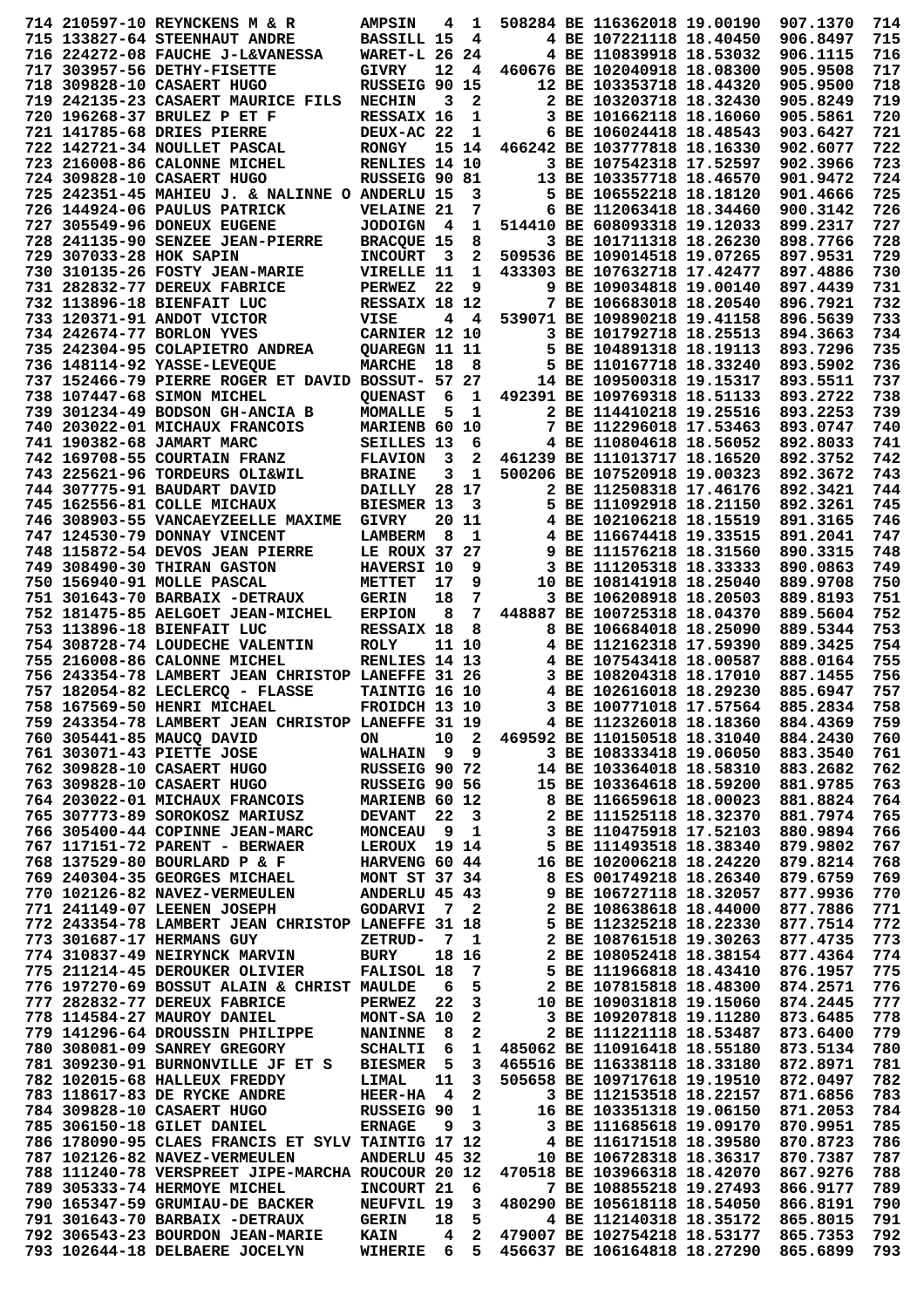```
714 210597-10 REYNCKENS M & R       AMPSIN   4  1  508284 BE 116362018 19.00190  907.1370  714
715 133827-64 STEENHAUT ANDRE       BASSILL 15  4       4 BE 107221118 18.40450  906.8497  715
716 224272-08 FAUCHE J-L&VANESSA    WARET-L 26 24       4 BE 110839918 18.53032  906.1115  716
717 303957-56 DETHY-FISETTE         GIVRY   12  4  460676 BE 102040918 18.08300  905.9508  717
718 309828-10 CASAERT HUGO          RUSSEIG 90 15      12 BE 103353718 18.44320  905.9500  718
719 242135-23 CASAERT MAURICE FILS  NECHIN   3  2       2 BE 103203718 18.32430  905.8249  719
720 196268-37 BRULEZ P ET F         RESSAIX 16  1       3 BE 101662118 18.16060  905.5861  720
721 141785-68 DRIES PIERRE          DEUX-AC 22  1       6 BE 106024418 18.48543  903.6427  721
722 142721-34 NOULLET PASCAL        RONGY   15 14  466242 BE 103777818 18.16330  902.6077  722
723 216008-86 CALONNE MICHEL        RENLIES 14 10       3 BE 107542318 17.52597  902.3966  723
724 309828-10 CASAERT HUGO          RUSSEIG 90 81      13 BE 103357718 18.46570  901.9472  724
725 242351-45 MAHIEU J. & NALINNE O ANDERLU 15  3       5 BE 106552218 18.18120  901.4666  725
726 144924-06 PAULUS PATRICK        VELAINE 21  7       6 BE 112063418 18.34460  900.3142  726
727 305549-96 DONEUX EUGENE         JODOIGN  4  1  514410 BE 608093318 19.12033  899.2317  727
728 241135-90 SENZEE JEAN-PIERRE    BRACQUE 15  8       3 BE 101711318 18.26230  898.7766  728
729 307033-28 HOK SAPIN             INCOURT  3  2  509536 BE 109014518 19.07265  897.9531  729
730 310135-26 FOSTY JEAN-MARIE      VIRELLE 11  1  433303 BE 107632718 17.42477  897.4886  730
731 282832-77 DEREUX FABRICE        PERWEZ  22  9       9 BE 109034818 19.00140  897.4439  731
732 113896-18 BIENFAIT LUC          RESSAIX 18 12       7 BE 106683018 18.20540  896.7921  732
733 120371-91 ANDOT VICTOR          VISE     4  4  539071 BE 109890218 19.41158  896.5639  733
734 242674-77 BORLON YVES           CARNIER 12 10       3 BE 101792718 18.25513  894.3663  734
735 242304-95 COLAPIETRO ANDREA     QUAREGN 11 11       5 BE 104891318 18.19113  893.7296  735
736 148114-92 YASSE-LEVEQUE         MARCHE  18  8       5 BE 110167718 18.33240  893.5902  736
737 152466-79 PIERRE ROGER ET DAVID BOSSUT- 57 27      14 BE 109500318 19.15317  893.5511  737
738 107447-68 SIMON MICHEL          QUENAST  6  1  492391 BE 109769318 18.51133  893.2722  738
739 301234-49 BODSON GH-ANCIA B     MOMALLE  5  1       2 BE 114410218 19.25516  893.2253  739
740 203022-01 MICHAUX FRANCOIS      MARIENB 60 10       7 BE 112296018 17.53463  893.0747  740
741 190382-68 JAMART MARC           SEILLES 13  6       4 BE 110804618 18.56052  892.8033  741
742 169708-55 COURTAIN FRANZ        FLAVION  3  2  461239 BE 111013717 18.16520  892.3752  742
743 225621-96 TORDEURS OLI&WIL      BRAINE   3  1  500206 BE 107520918 19.00323  892.3672  743
744 307775-91 BAUDART DAVID         DAILLY  28 17       2 BE 112508318 17.46176  892.3421  744
745 162556-81 COLLE MICHAUX         BIESMER 13  3       5 BE 111092918 18.21150  892.3261  745
746 308903-55 VANCAEYZEELLE MAXIME  GIVRY   20 11       4 BE 102106218 18.15519  891.3165  746
747 124530-79 DONNAY VINCENT        LAMBERM  8  1       4 BE 116674418 19.33515  891.2041  747
748 115872-54 DEVOS JEAN PIERRE     LE ROUX 37 27       9 BE 111576218 18.31560  890.3315  748
749 308490-30 THIRAN GASTON         HAVERSI 10  9       3 BE 111205318 18.33333  890.0863  749
750 156940-91 MOLLE PASCAL          METTET  17  9      10 BE 108141918 18.25040  889.9708  750
751 301643-70 BARBAIX -DETRAUX      GERIN   18  7       3 BE 106208918 18.20503  889.8193  751
752 181475-85 AELGOET JEAN-MICHEL   ERPION   8  7  448887 BE 100725318 18.04370  889.5604  752
753 113896-18 BIENFAIT LUC          RESSAIX 18  8       8 BE 106684018 18.25090  889.5344  753
754 308728-74 LOUDECHE VALENTIN     ROLY    11 10       4 BE 112162318 17.59390  889.3425  754
755 216008-86 CALONNE MICHEL        RENLIES 14 13       4 BE 107543418 18.00587  888.0164  755
756 243354-78 LAMBERT JEAN CHRISTOP LANEFFE 31 26       3 BE 108204318 18.17010  887.1455  756
757 182054-82 LECLERCQ - FLASSE     TAINTIG 16 10       4 BE 102616018 18.29230  885.6947  757
758 167569-50 HENRI MICHAEL         FROIDCH 13 10       3 BE 100771018 17.57564  885.2834  758
759 243354-78 LAMBERT JEAN CHRISTOP LANEFFE 31 19       4 BE 112326018 18.18360  884.4369  759
760 305441-85 MAUCQ DAVID           ON      10  2  469592 BE 110150518 18.31040  884.2430  760
761 303071-43 PIETTE JOSE           WALHAIN  9  9       3 BE 108333418 19.06050  883.3540  761
762 309828-10 CASAERT HUGO          RUSSEIG 90 72      14 BE 103364018 18.58310  883.2682  762
763 309828-10 CASAERT HUGO          RUSSEIG 90 56      15 BE 103364618 18.59200  881.9785  763
764 203022-01 MICHAUX FRANCOIS      MARIENB 60 12       8 BE 116659618 18.00023  881.8824  764
765 307773-89 SOROKOSZ MARIUSZ      DEVANT  22  3       2 BE 111525118 18.32370  881.7974  765
766 305400-44 COPINNE JEAN-MARC     MONCEAU  9  1       3 BE 110475918 17.52103  880.9894  766
767 117151-72 PARENT - BERWAER      LEROUX  19 14       5 BE 111493518 18.38340  879.9802  767
768 137529-80 BOURLARD P & F        HARVENG 60 44      16 BE 102006218 18.24220  879.8214  768
769 240304-35 GEORGES MICHAEL       MONT ST 37 34       8 ES 001749218 18.26340  879.6759  769
770 102126-82 NAVEZ-VERMEULEN       ANDERLU 45 43       9 BE 106727118 18.32057  877.9936  770
771 241149-07 LEENEN JOSEPH         GODARVI  7  2       2 BE 108638618 18.44000  877.7886  771
772 243354-78 LAMBERT JEAN CHRISTOP LANEFFE 31 18       5 BE 112325218 18.22330  877.7514  772
773 301687-17 HERMANS GUY           ZETRUD-  7  1       2 BE 108761518 19.30263  877.4735  773
774 310837-49 NEIRYNCK MARVIN       BURY    18 16       2 BE 108052418 18.38154  877.4364  774
775 211214-45 DEROUKER OLIVIER      FALISOL 18  7       5 BE 111966818 18.43410  876.1957  775
776 197270-69 BOSSUT ALAIN & CHRIST MAULDE   6  5       2 BE 107815818 18.48300  874.2571  776
777 282832-77 DEREUX FABRICE        PERWEZ  22  3      10 BE 109031818 19.15060  874.2445  777
778 114584-27 MAUROY DANIEL         MONT-SA 10  2       3 BE 109207818 19.11280  873.6485  778
779 141296-64 DROUSSIN PHILIPPE     NANINNE  8  2       2 BE 111221118 18.53487  873.6400  779
780 308081-09 SANREY GREGORY        SCHALTI  6  1  485062 BE 110916418 18.55180  873.5134  780
781 309230-91 BURNONVILLE JF ET S   BIESMER  5  3  465516 BE 116338118 18.33180  872.8971  781
782 102015-68 HALLEUX FREDDY        LIMAL   11  3  505658 BE 109717618 19.19510  872.0497  782
783 118617-83 DE RYCKE ANDRE        HEER-HA  4  2       3 BE 112153518 18.22157  871.6856  783
784 309828-10 CASAERT HUGO          RUSSEIG 90  1      16 BE 103351318 19.06150  871.2053  784
785 306150-18 GILET DANIEL          ERNAGE   9  3       3 BE 111685618 19.09170  870.9951  785
786 178090-95 CLAES FRANCIS ET SYLV TAINTIG 17 12       4 BE 116171518 18.39580  870.8723  786
787 102126-82 NAVEZ-VERMEULEN       ANDERLU 45 32      10 BE 106728318 18.36317  870.7387  787
788 111240-78 VERSPREET JIPE-MARCHA ROUCOUR 20 12  470518 BE 103966318 18.42070  867.9276  788
789 305333-74 HERMOYE MICHEL        INCOURT 21  6       7 BE 108855218 19.27493  866.9177  789
790 165347-59 GRUMIAU-DE BACKER     NEUFVIL 19  3  480290 BE 105618118 18.54050  866.8191  790
791 301643-70 BARBAIX -DETRAUX      GERIN   18  5       4 BE 112140318 18.35172  865.8015  791
792 306543-23 BOURDON JEAN-MARIE    KAIN     4  2  479007 BE 102754218 18.53177  865.7353  792
793 102644-18 DELBAERE JOCELYN      WIHERIE  6  5  456637 BE 106164818 18.27290  865.6899  793
```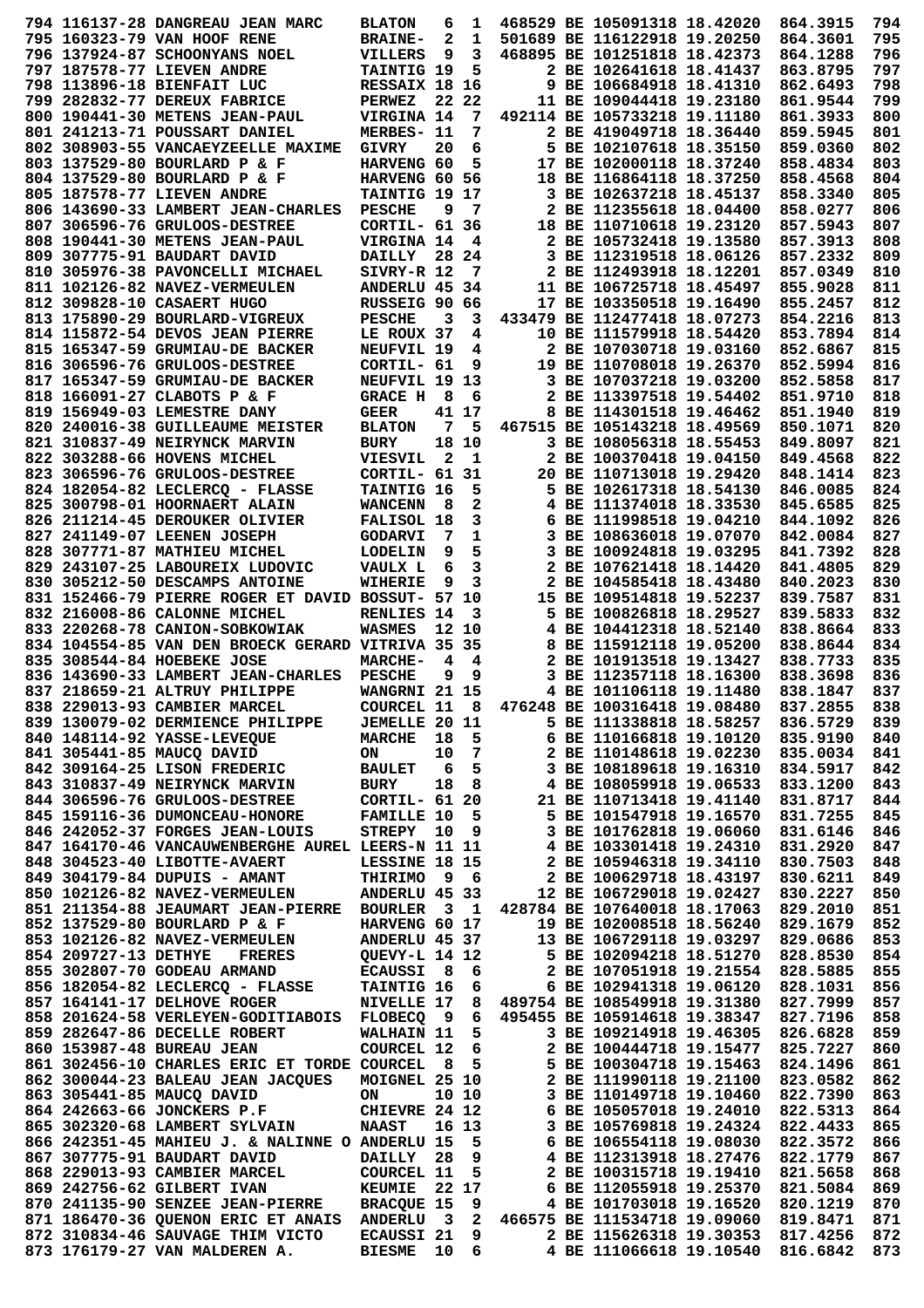```
794 116137-28 DANGREAU JEAN MARC    BLATON   6  1  468529 BE 105091318 18.42020  864.3915  794
795 160323-79 VAN HOOF RENE         BRAINE-  2  1  501689 BE 116122918 19.20250  864.3601  795
796 137924-87 SCHOONYANS NOEL       VILLERS  9  3  468895 BE 101251818 18.42373  864.1288  796
797 187578-77 LIEVEN ANDRE          TAINTIG 19  5       2 BE 102641618 18.41437  863.8795  797
798 113896-18 BIENFAIT LUC          RESSAIX 18 16       9 BE 106684918 18.41310  862.6493  798
799 282832-77 DEREUX FABRICE        PERWEZ  22 22      11 BE 109044418 19.23180  861.9544  799
800 190441-30 METENS JEAN-PAUL      VIRGINA 14  7  492114 BE 105733218 19.11180  861.3933  800
801 241213-71 POUSSART DANIEL       MERBES- 11  7       2 BE 419049718 18.36440  859.5945  801
802 308903-55 VANCAEYZEELLE MAXIME  GIVRY   20  6       5 BE 102107618 18.35150  859.0360  802
803 137529-80 BOURLARD P & F        HARVENG 60  5      17 BE 102000118 18.37240  858.4834  803
804 137529-80 BOURLARD P & F        HARVENG 60 56      18 BE 116864118 18.37250  858.4568  804
805 187578-77 LIEVEN ANDRE          TAINTIG 19 17       3 BE 102637218 18.45137  858.3340  805
806 143690-33 LAMBERT JEAN-CHARLES  PESCHE   9  7       2 BE 112355618 18.04400  858.0277  806
807 306596-76 GRULOOS-DESTREE       CORTIL- 61 36      18 BE 110710618 19.23120  857.5943  807
808 190441-30 METENS JEAN-PAUL      VIRGINA 14  4       2 BE 105732418 19.13580  857.3913  808
809 307775-91 BAUDART DAVID         DAILLY  28 24       3 BE 112319518 18.06126  857.2332  809
810 305976-38 PAVONCELLI MICHAEL    SIVRY-R 12  7       2 BE 112493918 18.12201  857.0349  810
811 102126-82 NAVEZ-VERMEULEN       ANDERLU 45 34      11 BE 106725718 18.45497  855.9028  811
812 309828-10 CASAERT HUGO          RUSSEIG 90 66      17 BE 103350518 19.16490  855.2457  812
813 175890-29 BOURLARD-VIGREUX      PESCHE   3  3  433479 BE 112477418 18.07273  854.2216  813
814 115872-54 DEVOS JEAN PIERRE     LE ROUX 37  4      10 BE 111579918 18.54420  853.7894  814
815 165347-59 GRUMIAU-DE BACKER     NEUFVIL 19  4       2 BE 107030718 19.03160  852.6867  815
816 306596-76 GRULOOS-DESTREE       CORTIL- 61  9      19 BE 110708018 19.26370  852.5994  816
817 165347-59 GRUMIAU-DE BACKER     NEUFVIL 19 13       3 BE 107037218 19.03200  852.5858  817
818 166091-27 CLABOTS P & F         GRACE H  8  6       2 BE 113397518 19.54402  851.9710  818
819 156949-03 LEMESTRE DANY         GEER    41 17       8 BE 114301518 19.46462  851.1940  819
820 240016-38 GUILLEAUME MEISTER    BLATON   7  5  467515 BE 105143218 18.49569  850.1071  820
821 310837-49 NEIRYNCK MARVIN       BURY    18 10       3 BE 108056318 18.55453  849.8097  821
822 303288-66 HOVENS MICHEL         VIESVIL  2  1       2 BE 100370418 19.04150  849.4568  822
823 306596-76 GRULOOS-DESTREE       CORTIL- 61 31      20 BE 110713018 19.29420  848.1414  823
824 182054-82 LECLERCQ - FLASSE     TAINTIG 16  5       5 BE 102617318 18.54130  846.0085  824
825 300798-01 HOORNAERT ALAIN       WANCENN  8  2       4 BE 111374018 18.33530  845.6585  825
826 211214-45 DEROUKER OLIVIER      FALISOL 18  3       6 BE 111998518 19.04210  844.1092  826
827 241149-07 LEENEN JOSEPH         GODARVI  7  1       3 BE 108636018 19.07070  842.0084  827
828 307771-87 MATHIEU MICHEL        LODELIN  9  5       3 BE 100924818 19.03295  841.7392  828
829 243107-25 LABOUREIX LUDOVIC     VAULX L  6  3       2 BE 107621418 18.14420  841.4805  829
830 305212-50 DESCAMPS ANTOINE      WIHERIE  9  3       2 BE 104585418 18.43480  840.2023  830
831 152466-79 PIERRE ROGER ET DAVID BOSSUT- 57 10      15 BE 109514818 19.52237  839.7587  831
832 216008-86 CALONNE MICHEL        RENLIES 14  3       5 BE 100826818 18.29527  839.5833  832
833 220268-78 CANION-SOBKOWIAK      WASMES  12 10       4 BE 104412318 18.52140  838.8664  833
834 104554-85 VAN DEN BROECK GERARD VITRIVA 35 35       8 BE 115912118 19.05200  838.8644  834
835 308544-84 HOEBEKE JOSE          MARCHE-  4  4       2 BE 101913518 19.13427  838.7733  835
836 143690-33 LAMBERT JEAN-CHARLES  PESCHE   9  9       3 BE 112357118 18.16300  838.3698  836
837 218659-21 ALTRUY PHILIPPE       WANGRNI 21 15       4 BE 101106118 19.11480  838.1847  837
838 229013-93 CAMBIER MARCEL        COURCEL 11  8  476248 BE 100316418 19.08480  837.2855  838
839 130079-02 DERMIENCE PHILIPPE    JEMELLE 20 11       5 BE 111338818 18.58257  836.5729  839
840 148114-92 YASSE-LEVEQUE         MARCHE  18  5       6 BE 110166818 19.10120  835.9190  840
841 305441-85 MAUCQ DAVID           ON      10  7       2 BE 110148618 19.02230  835.0034  841
842 309164-25 LISON FREDERIC        BAULET   6  5       3 BE 108189618 19.16310  834.5917  842
843 310837-49 NEIRYNCK MARVIN       BURY    18  8       4 BE 108059918 19.06533  833.1200  843
844 306596-76 GRULOOS-DESTREE       CORTIL- 61 20      21 BE 110713418 19.41140  831.8717  844
845 159116-36 DUMONCEAU-HONORE      FAMILLE 10  5       5 BE 101547918 19.16570  831.7255  845
846 242052-37 FORGES JEAN-LOUIS     STREPY  10  9       3 BE 101762818 19.06060  831.6146  846
847 164170-46 VANCAUWENBERGHE AUREL LEERS-N 11 11       4 BE 103301418 19.24310  831.2920  847
848 304523-40 LIBOTTE-AVAERT        LESSINE 18 15       2 BE 105946318 19.34110  830.7503  848
849 304179-84 DUPUIS - AMANT        THIRIMO  9  6       2 BE 100629718 18.43197  830.6211  849
850 102126-82 NAVEZ-VERMEULEN       ANDERLU 45 33      12 BE 106729018 19.02427  830.2227  850
851 211354-88 JEAUMART JEAN-PIERRE  BOURLER  3  1  428784 BE 107640018 18.17063  829.2010  851
852 137529-80 BOURLARD P & F        HARVENG 60 17      19 BE 102008518 18.56240  829.1679  852
853 102126-82 NAVEZ-VERMEULEN       ANDERLU 45 37      13 BE 106729118 19.03297  829.0686  853
854 209727-13 DETHYE   FRERES       QUEVY-L 14 12       5 BE 102094218 18.51270  828.8530  854
855 302807-70 GODEAU ARMAND         ECAUSSI  8  6       2 BE 107051918 19.21554  828.5885  855
856 182054-82 LECLERCQ - FLASSE     TAINTIG 16  6       6 BE 102941318 19.06120  828.1031  856
857 164141-17 DELHOVE ROGER         NIVELLE 17  8  489754 BE 108549918 19.31380  827.7999  857
858 201624-58 VERLEYEN-GODITIABOIS  FLOBECQ  9  6  495455 BE 105914618 19.38347  827.7196  858
859 282647-86 DECELLE ROBERT        WALHAIN 11  5       3 BE 109214918 19.46305  826.6828  859
860 153987-48 BUREAU JEAN           COURCEL 12  6       2 BE 100444718 19.15477  825.7227  860
861 302456-10 CHARLES ERIC ET TORDE COURCEL  8  5       5 BE 100304718 19.15463  824.1496  861
862 300044-23 BALEAU JEAN JACQUES   MOIGNEL 25 10       2 BE 111990118 19.21100  823.0582  862
863 305441-85 MAUCQ DAVID           ON      10 10       3 BE 110149718 19.10460  822.7390  863
864 242663-66 JONCKERS P.F          CHIEVRE 24 12       6 BE 105057018 19.24010  822.5313  864
865 302320-68 LAMBERT SYLVAIN       NAAST   16 13       3 BE 105769818 19.24324  822.4433  865
866 242351-45 MAHIEU J. & NALINNE O ANDERLU 15  5       6 BE 106554118 19.08030  822.3572  866
867 307775-91 BAUDART DAVID         DAILLY  28  9       4 BE 112313918 18.27476  822.1779  867
868 229013-93 CAMBIER MARCEL        COURCEL 11  5       2 BE 100315718 19.19410  821.5658  868
869 242756-62 GILBERT IVAN          KEUMIE  22 17       6 BE 112055918 19.25370  821.5084  869
870 241135-90 SENZEE JEAN-PIERRE    BRACQUE 15  9       4 BE 101703018 19.16520  820.1219  870
871 186470-36 QUENON ERIC ET ANAIS  ANDERLU  3  2  466575 BE 111534718 19.09060  819.8471  871
872 310834-46 SAUVAGE THIM VICTO    ECAUSSI 21  9       2 BE 115626318 19.30353  817.4256  872
873 176179-27 VAN MALDEREN A.       BIESME  10  6       4 BE 111066618 19.10540  816.6842  873
```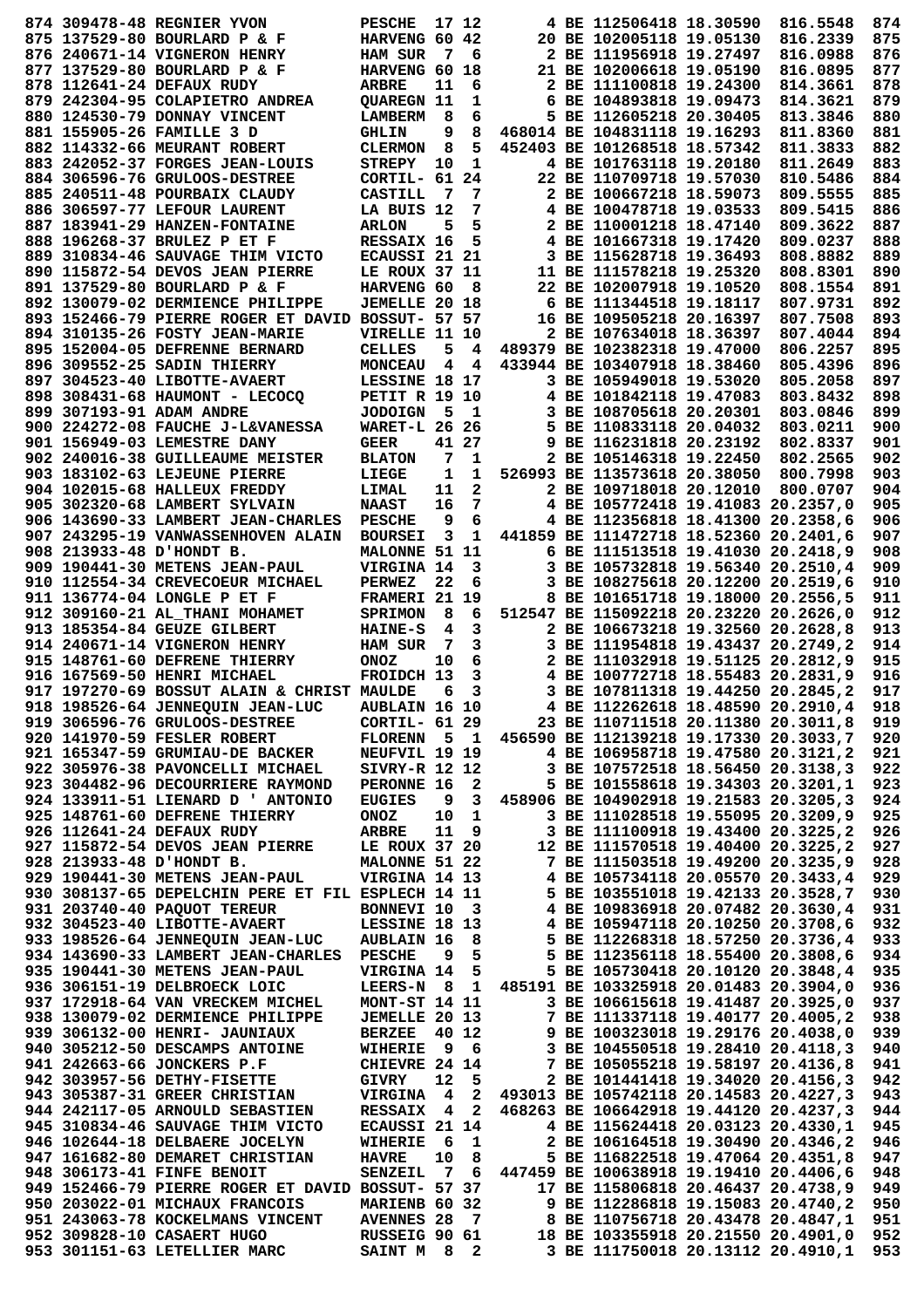```
874 309478-48 REGNIER YVON         PESCHE  17 12       4 BE 112506418 18.30590  816.5548  874
875 137529-80 BOURLARD P & F       HARVENG 60 42      20 BE 102005118 19.05130  816.2339  875
876 240671-14 VIGNERON HENRY       HAM SUR  7  6       2 BE 111956918 19.27497  816.0988  876
877 137529-80 BOURLARD P & F       HARVENG 60 18      21 BE 102006618 19.05190  816.0895  877
878 112641-24 DEFAUX RUDY          ARBRE   11  6       2 BE 111100818 19.24300  814.3661  878
879 242304-95 COLAPIETRO ANDREA    QUAREGN 11  1       6 BE 104893818 19.09473  814.3621  879
880 124530-79 DONNAY VINCENT       LAMBERM  8  6       5 BE 112605218 20.30405  813.3846  880
881 155905-26 FAMILLE 3 D          GHLIN    9  8  468014 BE 104831118 19.16293  811.8360  881
882 114332-66 MEURANT ROBERT       CLERMON  8  5  452403 BE 101268518 18.57342  811.3833  882
883 242052-37 FORGES JEAN-LOUIS    STREPY  10  1       4 BE 101763118 19.20180  811.2649  883
884 306596-76 GRULOOS-DESTREE      CORTIL- 61 24      22 BE 110709718 19.57030  810.5486  884
885 240511-48 POURBAIX CLAUDY      CASTILL  7  7       2 BE 100667218 18.59073  809.5555  885
886 306597-77 LEFOUR LAURENT       LA BUIS 12  7       4 BE 100478718 19.03533  809.5415  886
887 183941-29 HANZEN-FONTAINE      ARLON    5  5       2 BE 110001218 18.47140  809.3622  887
888 196268-37 BRULEZ P ET F        RESSAIX 16  5       4 BE 101667318 19.17420  809.0237  888
889 310834-46 SAUVAGE THIM VICTO   ECAUSSI 21 21       3 BE 115628718 19.36493  808.8882  889
890 115872-54 DEVOS JEAN PIERRE    LE ROUX 37 11      11 BE 111578218 19.25320  808.8301  890
891 137529-80 BOURLARD P & F       HARVENG 60  8      22 BE 102007918 19.10520  808.1554  891
892 130079-02 DERMIENCE PHILIPPE   JEMELLE 20 18       6 BE 111344518 19.18117  807.9731  892
893 152466-79 PIERRE ROGER ET DAVID BOSSUT- 57 57     16 BE 109505218 20.16397  807.7508  893
894 310135-26 FOSTY JEAN-MARIE     VIRELLE 11 10       2 BE 107634018 18.36397  807.4044  894
895 152004-05 DEFRENNE BERNARD     CELLES   5  4  489379 BE 102382318 19.47000  806.2257  895
896 309552-25 SADIN THIERRY        MONCEAU  4  4  433944 BE 103407918 18.38460  805.4396  896
897 304523-40 LIBOTTE-AVAERT       LESSINE 18 17       3 BE 105949018 19.53020  805.2058  897
898 308431-68 HAUMONT - LECOCQ     PETIT R 19 10       4 BE 101842118 19.47083  803.8432  898
899 307193-91 ADAM ANDRE           JODOIGN  5  1       3 BE 108705618 20.20301  803.0846  899
900 224272-08 FAUCHE J-L&VANESSA   WARET-L 26 26       5 BE 110833118 20.04032  803.0211  900
901 156949-03 LEMESTRE DANY        GEER    41 27       9 BE 116231818 20.23192  802.8337  901
902 240016-38 GUILLEAUME MEISTER   BLATON   7  1       2 BE 105146318 19.22450  802.2565  902
903 183102-63 LEJEUNE PIERRE       LIEGE    1  1  526993 BE 113573618 20.38050  800.7998  903
904 102015-68 HALLEUX FREDDY       LIMAL   11  2       2 BE 109718018 20.12010  800.0707  904
905 302320-68 LAMBERT SYLVAIN      NAAST   16  7       4 BE 105772418 19.41083 20.2357,0  905
906 143690-33 LAMBERT JEAN-CHARLES PESCHE   9  6       4 BE 112356818 18.41300 20.2358,6  906
907 243295-19 VANWASSENHOVEN ALAIN BOURSEI  3  1  441859 BE 111472718 18.52360 20.2401,6  907
908 213933-48 D'HONDT B.           MALONNE 51 11       6 BE 111513518 19.41030 20.2418,9  908
909 190441-30 METENS JEAN-PAUL     VIRGINA 14  3       3 BE 105732818 19.56340 20.2510,4  909
910 112554-34 CREVECOEUR MICHAEL   PERWEZ  22  6       3 BE 108275618 20.12200 20.2519,6  910
911 136774-04 LONGLE P ET F        FRAMERI 21 19       8 BE 101651718 19.18000 20.2556,5  911
912 309160-21 AL_THANI MOHAMET     SPRIMON  8  6  512547 BE 115092218 20.23220 20.2626,0  912
913 185354-84 GEUZE GILBERT        HAINE-S  4  3       2 BE 106673218 19.32560 20.2628,8  913
914 240671-14 VIGNERON HENRY       HAM SUR  7  3       3 BE 111954818 19.43437 20.2749,2  914
915 148761-60 DEFRENE THIERRY      ONOZ    10  6       2 BE 111032918 19.51125 20.2812,9  915
916 167569-50 HENRI MICHAEL        FROIDCH 13  3       4 BE 100772718 19.55483 20.2831,9  916
917 197270-89 BOSSUT ALAIN & CHRIST MAULDE  6  3       3 BE 107811318 19.44250 20.2845,2  917
918 198526-64 JENNEQUIN JEAN-LUC   AUBLAIN 16 10       4 BE 112262618 18.48590 20.2910,4  918
919 306596-76 GRULOOS-DESTREE      CORTIL- 61 29      23 BE 110711518 20.11380 20.3011,8  919
920 141970-59 FESLER ROBERT        FLORENN  5  1  456590 BE 112139218 19.17330 20.3033,7  920
921 165347-59 GRUMIAU-DE BACKER    NEUFVIL 19 19       4 BE 106958718 19.47580 20.3121,2  921
922 305976-38 PAVONCELLI MICHAEL   SIVRY-R 12 12       3 BE 107572518 18.56450 20.3138,3  922
923 304482-96 DECOURRIERE RAYMOND  PERONNE 16  2       5 BE 101558618 19.34303 20.3201,1  923
924 133911-51 LIENARD D ' ANTONIO  EUGIES   9  3  458906 BE 104902918 19.21583 20.3205,3  924
925 148761-60 DEFRENE THIERRY      ONOZ    10  1       3 BE 111028518 19.55095 20.3209,9  925
926 112641-24 DEFAUX RUDY          ARBRE   11  9       3 BE 111100518 19.43400 20.3225,2  926
927 115872-54 DEVOS JEAN PIERRE    LE ROUX 37 20      12 BE 111570518 19.40400 20.3225,2  927
928 213933-48 D'HONDT B.           MALONNE 51 22       7 BE 111503518 19.49200 20.3235,9  928
929 190441-30 METENS JEAN-PAUL     VIRGINA 14 13       4 BE 105734118 20.05570 20.3433,4  929
930 308137-65 DEPELCHIN PERE ET FIL ESPLECH 14 11     5 BE 103551018 19.42133 20.3528,7  930
931 203740-40 PAQUOT TEREUR        BONNEVI 10  3       4 BE 109836918 20.07482 20.3630,4  931
932 304523-40 LIBOTTE-AVAERT       LESSINE 18 13       4 BE 105947118 20.10250 20.3708,6  932
933 198526-64 JENNEQUIN JEAN-LUC   AUBLAIN 16  8       5 BE 112268318 18.57250 20.3736,4  933
934 143690-33 LAMBERT JEAN-CHARLES PESCHE   9  5       5 BE 112356118 18.55400 20.3808,6  934
935 190441-30 METENS JEAN-PAUL     VIRGINA 14  5       5 BE 105730418 20.10120 20.3848,4  935
936 306151-19 DELBROECK LOIC       LEERS-N  8  1  485191 BE 103325918 20.01483 20.3904,0  936
937 172918-64 VAN VRECKEM MICHEL   MONT-ST 14 11       3 BE 106615618 19.41487 20.3925,0  937
938 130079-02 DERMIENCE PHILIPPE   JEMELLE 20 13       7 BE 111337118 19.40177 20.4005,2  938
939 306132-00 HENRI- JAUNIAUX      BERZEE  40 12       9 BE 100323018 19.29176 20.4038,0  939
940 305212-50 DESCAMPS ANTOINE     WIHERIE  9  6       3 BE 104550518 19.28410 20.4118,3  940
941 242663-66 JONCKERS P.F         CHIEVRE 24 14       7 BE 105055218 19.58197 20.4136,8  941
942 303957-56 DETHY-FISETTE        GIVRY   12  5       2 BE 101441418 19.34020 20.4156,3  942
943 305387-31 GREER CHRISTIAN      VIRGINA  4  2  493013 BE 105742118 20.14583 20.4227,3  943
944 242117-05 ARNOULD SEBASTIEN    RESSAIX  4  2  468263 BE 106642918 19.44120 20.4237,3  944
945 310834-46 SAUVAGE THIM VICTO   ECAUSSI 21 14       4 BE 115624418 20.03123 20.4330,1  945
946 102644-18 DELBAERE JOCELYN     WIHERIE  6  1       2 BE 106164518 19.30490 20.4346,2  946
947 161682-80 DEMARET CHRISTIAN    HAVRE   10  8       5 BE 116822518 19.47064 20.4351,8  947
948 306173-41 FINFE BENOIT         SENZEIL  7  6  447459 BE 100638918 19.19410 20.4406,6  948
949 152466-79 PIERRE ROGER ET DAVID BOSSUT- 57 37     17 BE 115806818 20.46437 20.4738,9  949
950 203022-01 MICHAUX FRANCOIS     MARIENB 60 32       9 BE 112286818 19.15083 20.4740,2  950
951 243063-78 KOCKELMANS VINCENT   AVENNES 28  7       8 BE 110756718 20.43478 20.4847,1  951
952 309828-10 CASAERT HUGO         RUSSEIG 90 61      18 BE 103355918 20.21550 20.4901,0  952
953 301151-63 LETELLIER MARC       SAINT M  8  2       3 BE 111750018 20.13112 20.4910,1  953
```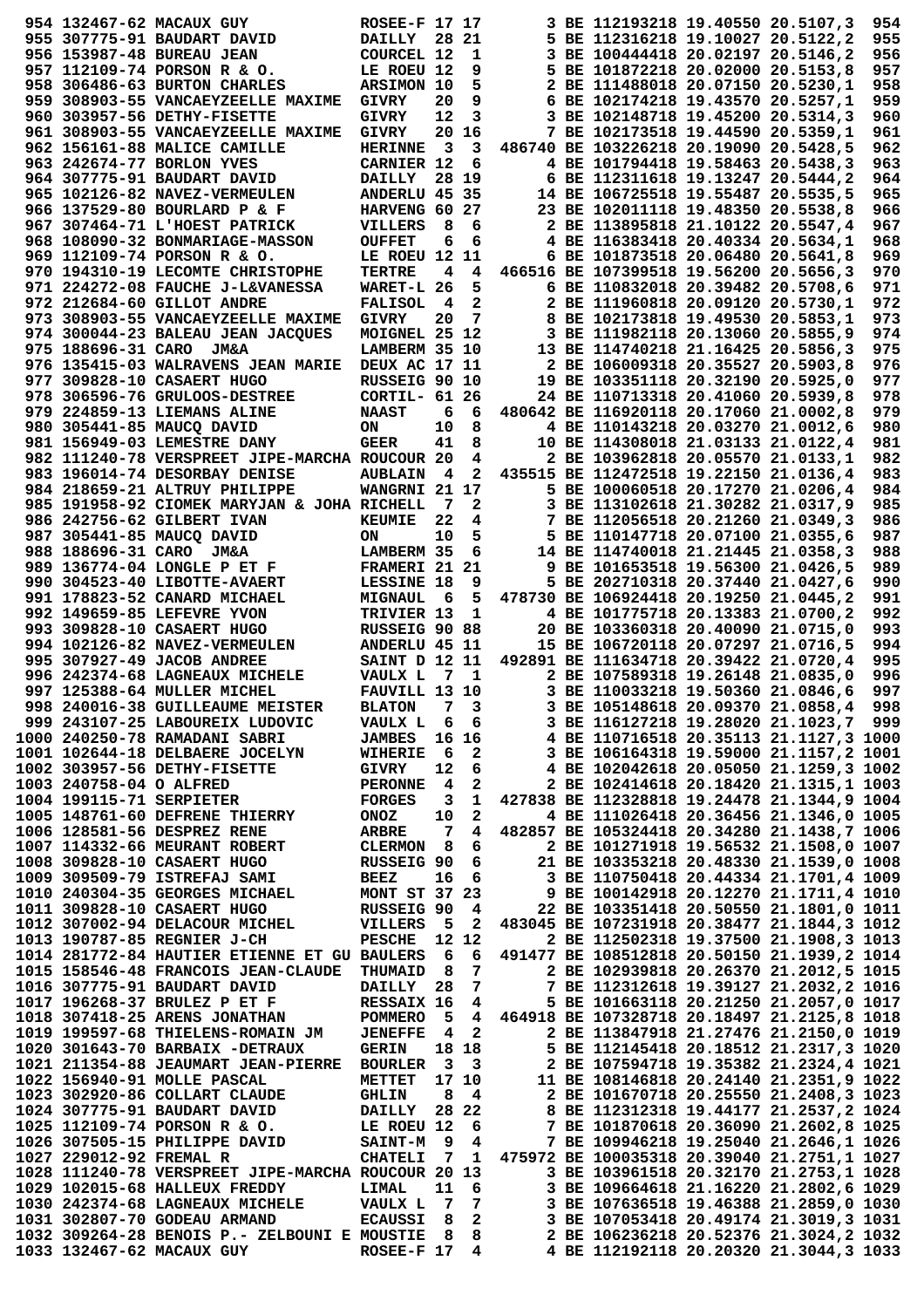```
 954 132467-62 MACAUX GUY           ROSEE-F 17 17        3 BE 112193218 19.40550 20.5107,3  954
 955 307775-91 BAUDART DAVID        DAILLY  28 21        5 BE 112316218 19.10027 20.5122,2  955
 956 153987-48 BUREAU JEAN          COURCEL 12  1        3 BE 100444418 20.02197 20.5146,2  956
 957 112109-74 PORSON R & O.        LE ROEU 12  9        5 BE 101872218 20.02000 20.5153,8  957
 958 306486-63 BURTON CHARLES       ARSIMON 10  5        2 BE 111488018 20.07150 20.5230,1  958
 959 308903-55 VANCAEYZEELLE MAXIME  GIVRY   20  9        6 BE 102174218 19.43570 20.5257,1  959
 960 303957-56 DETHY-FISETTE        GIVRY   12  3        3 BE 102148718 19.45200 20.5314,3  960
 961 308903-55 VANCAEYZEELLE MAXIME  GIVRY   20 16        7 BE 102173518 19.44590 20.5359,1  961
 962 156161-88 MALICE CAMILLE       HERINNE  3  3 486740 BE 103226218 20.19090 20.5428,5  962
 963 242674-77 BORLON YVES          CARNIER 12  6        4 BE 101794418 19.58463 20.5438,3  963
 964 307775-91 BAUDART DAVID        DAILLY  28 19        6 BE 112311618 19.13247 20.5444,2  964
 965 102126-82 NAVEZ-VERMEULEN      ANDERLU 45 35       14 BE 106725518 19.55487 20.5535,5  965
 966 137529-80 BOURLARD P & F       HARVENG 60 27       23 BE 102011118 19.48350 20.5538,8  966
 967 307464-71 L'HOEST PATRICK      VILLERS  8  6        2 BE 113895818 21.10122 20.5547,4  967
 968 108090-32 BONMARIAGE-MASSON    OUFFET   6  6        4 BE 116383418 20.40334 20.5634,1  968
 969 112109-74 PORSON R & O.        LE ROEU 12 11        6 BE 101873518 20.06480 20.5641,8  969
 970 194310-19 LECOMTE CHRISTOPHE   TERTRE   4  4 466516 BE 107399518 19.56200 20.5656,3  970
 971 224272-08 FAUCHE J-L&VANESSA   WARET-L 26  5        6 BE 110832018 20.39482 20.5708,6  971
 972 212684-60 GILLOT ANDRE         FALISOL  4  2        2 BE 111960818 20.09120 20.5730,1  972
 973 308903-55 VANCAEYZEELLE MAXIME  GIVRY   20  7        8 BE 102173818 19.49530 20.5853,1  973
 974 300044-23 BALEAU JEAN JACQUES  MOIGNEL 25 12        3 BE 111982118 20.13060 20.5855,9  974
 975 188696-31 CARO  JM&A           LAMBERM 35 10       13 BE 114740218 21.16425 20.5856,3  975
 976 135415-03 WALRAVENS JEAN MARIE  DEUX AC 17 11        2 BE 106009318 20.35527 20.5903,8  976
 977 309828-10 CASAERT HUGO         RUSSEIG 90 10       19 BE 103351118 20.32190 20.5925,0  977
 978 306596-76 GRULOOS-DESTREE      CORTIL- 61 26       24 BE 110713318 20.41060 20.5939,8  978
 979 224859-13 LIEMANS ALINE        NAAST    6  6 480642 BE 116920118 20.17060 21.0002,8  979
 980 305441-85 MAUCQ DAVID          ON      10  8        4 BE 110143618 20.03270 21.0012,6  980
 981 156949-03 LEMESTRE DANY        GEER    41  8       10 BE 114308018 21.03133 21.0122,4  981
 982 111240-78 VERSPREET JIPE-MARCHA ROUCOUR 20  4        2 BE 103962818 20.05570 21.0133,1  982
 983 196014-74 DESORBAY DENISE      AUBLAIN  4  2 435515 BE 112472518 19.22150 21.0136,4  983
 984 218659-21 ALTRUY PHILIPPE      WANGRNI 21 17        5 BE 100060518 20.17270 21.0206,4  984
 985 191958-92 CIOMEK MARYJAN & JOHA RICHELL  7  2        3 BE 113102618 21.30282 21.0317,9  985
 986 242756-62 GILBERT IVAN         KEUMIE  22  4        7 BE 112056518 20.21260 21.0349,3  986
 987 305441-85 MAUCQ DAVID          ON      10  5        5 BE 110147718 20.07100 21.0355,6  987
 988 188696-31 CARO  JM&A           LAMBERM 35  6       14 BE 114740018 21.21445 21.0358,3  988
 989 136774-04 LONGLE P ET F        FRAMERI 21 21        9 BE 101653518 19.56300 21.0426,5  989
 990 304523-40 LIBOTTE-AVAERT       LESSINE 18  9        5 BE 202710318 20.37440 21.0427,6  990
 991 178823-52 CANARD MICHAEL       MIGNAUL  6  5 478730 BE 106924418 20.19250 21.0445,2  991
 992 149659-85 LEFEVRE YVON         TRIVIER 13  1        4 BE 101775718 20.13383 21.0700,2  992
 993 309828-10 CASAERT HUGO         RUSSEIG 90 88       20 BE 103360318 20.40090 21.0715,0  993
 994 102126-82 NAVEZ-VERMEULEN      ANDERLU 45 11       15 BE 106720118 20.07297 21.0716,5  994
 995 307927-49 JACOB ANDREE         SAINT D 12 11 492891 BE 111634718 20.39422 21.0720,4  995
 996 242374-68 LAGNEAUX MICHELE     VAULX L  7  1        2 BE 107589318 19.26148 21.0835,0  996
 997 125388-64 MULLER MICHEL        FAUVILL 13 10        3 BE 110033218 19.50360 21.0846,6  997
 998 240016-38 GUILLEAUME MEISTER   BLATON   7  3        3 BE 105148618 20.09370 21.0858,4  998
 999 243107-25 LABOUREIX LUDOVIC    VAULX L  6  6        3 BE 116127218 19.28020 21.1023,7  999
1000 240250-78 RAMADANI SABRI       JAMBES  16 16        4 BE 110716518 20.35113 21.1127,3 1000
1001 102644-18 DELBAERE JOCELYN     WIHERIE  6  2        3 BE 106164318 19.59000 21.1157,2 1001
1002 303957-56 DETHY-FISETTE        GIVRY   12  6        4 BE 102042618 20.05050 21.1259,3 1002
1003 240758-04 O ALFRED             PERONNE  4  2        2 BE 102414618 20.18420 21.1315,1 1003
1004 199115-71 SERPIETER            FORGES   3  1 427838 BE 112328818 19.24478 21.1344,9 1004
1005 148761-60 DEFRENE THIERRY      ONOZ    10  2        4 BE 111026418 20.36456 21.1346,0 1005
1006 128581-56 DESPREZ RENE         ARBRE    7  4 482857 BE 105324418 20.34280 21.1438,7 1006
1007 114332-66 MEURANT ROBERT       CLERMON  8  6        2 BE 101271918 19.56532 21.1508,0 1007
1008 309828-10 CASAERT HUGO         RUSSEIG 90  6       21 BE 103353218 20.48330 21.1539,0 1008
1009 309509-79 ISTREFAJ SAMI        BEEZ    16  6        3 BE 110750418 20.44334 21.1701,4 1009
1010 240304-35 GEORGES MICHAEL      MONT ST 37 23        9 BE 100142918 20.12270 21.1711,4 1010
1011 309828-10 CASAERT HUGO         RUSSEIG 90  4       22 BE 103351418 20.50550 21.1801,0 1011
1012 307002-94 DELACOUR MICHEL      VILLERS  5  2 483045 BE 107231918 20.38477 21.1844,3 1012
1013 190787-85 REGNIER J-CH         PESCHE  12 12        2 BE 112502318 19.37500 21.1908,3 1013
1014 281772-84 HAUTIER ETIENNE ET GU BAULERS  6  6 491477 BE 108512818 20.50150 21.1939,2 1014
1015 158546-48 FRANCOIS JEAN-CLAUDE  THUMAID  8  7        2 BE 102939818 20.26370 21.2012,5 1015
1016 307775-91 BAUDART DAVID        DAILLY  28  7        7 BE 112312618 19.39127 21.2032,2 1016
1017 196268-37 BRULEZ P ET F        RESSAIX 16  4        5 BE 101663118 20.21250 21.2057,0 1017
1018 307418-25 ARENS JONATHAN       POMMERO  5  4 464918 BE 107328718 20.18497 21.2125,8 1018
1019 199597-68 THIELENS-ROMAIN JM   JENEFFE  4  2        2 BE 113847918 21.27476 21.2150,0 1019
1020 301643-70 BARBAIX -DETRAUX     GERIN   18 18        5 BE 112145418 20.18512 21.2317,3 1020
1021 211354-88 JEAUMART JEAN-PIERRE  BOURLER  3  3        2 BE 107594718 19.35382 21.2324,4 1021
1022 156940-91 MOLLE PASCAL         METTET  17 10       11 BE 108146818 20.24140 21.2351,9 1022
1023 302920-86 COLLART CLAUDE       GHLIN    8  4        2 BE 101670718 20.25550 21.2408,3 1023
1024 307775-91 BAUDART DAVID        DAILLY  28 22        8 BE 112312318 19.44177 21.2537,2 1024
1025 112109-74 PORSON R & O.        LE ROEU 12  6        7 BE 101870618 20.36090 21.2602,8 1025
1026 307505-15 PHILIPPE DAVID       SAINT-M  9  4        7 BE 109946218 19.25040 21.2646,1 1026
1027 229012-92 FREMAL R             CHATELI  7  1 475972 BE 100035318 20.39040 21.2751,1 1027
1028 111240-78 VERSPREET JIPE-MARCHA ROUCOUR 20 13        3 BE 103961518 20.32170 21.2753,1 1028
1029 102015-68 HALLEUX FREDDY       LIMAL   11  6        3 BE 109664618 21.16220 21.2802,6 1029
1030 242374-68 LAGNEAUX MICHELE     VAULX L  7  7        3 BE 107636518 19.46388 21.2859,0 1030
1031 302807-70 GODEAU ARMAND        ECAUSSI  8  2        3 BE 107053418 20.49174 21.3019,3 1031
1032 309264-28 BENOIS P.- ZELBOUNI E MOUSTIE  8  8        2 BE 106236218 20.52376 21.3024,2 1032
1033 132467-62 MACAUX GUY           ROSEE-F 17  4        4 BE 112192118 20.20320 21.3044,3 1033
```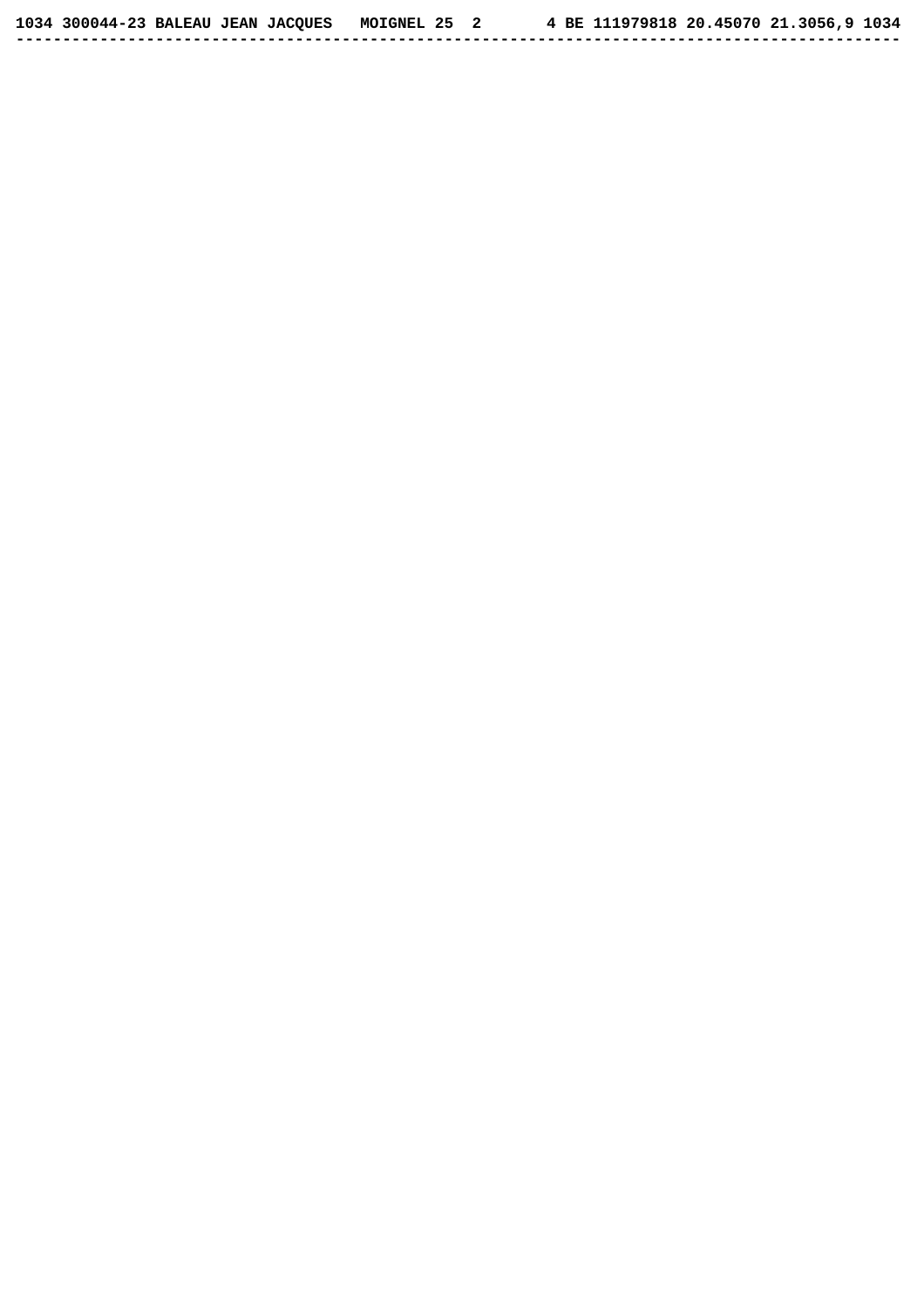| | | | | | | | | | | | | |
|---|---|---|---|---|---|---|---|---|---|---|---|---|
| 1034 | 300044-23 | BALEAU JEAN JACQUES | MOIGNEL | 25 | 2 | 4 | BE | 111979818 | 20.45070 | 21.3056,9 | 1034 |